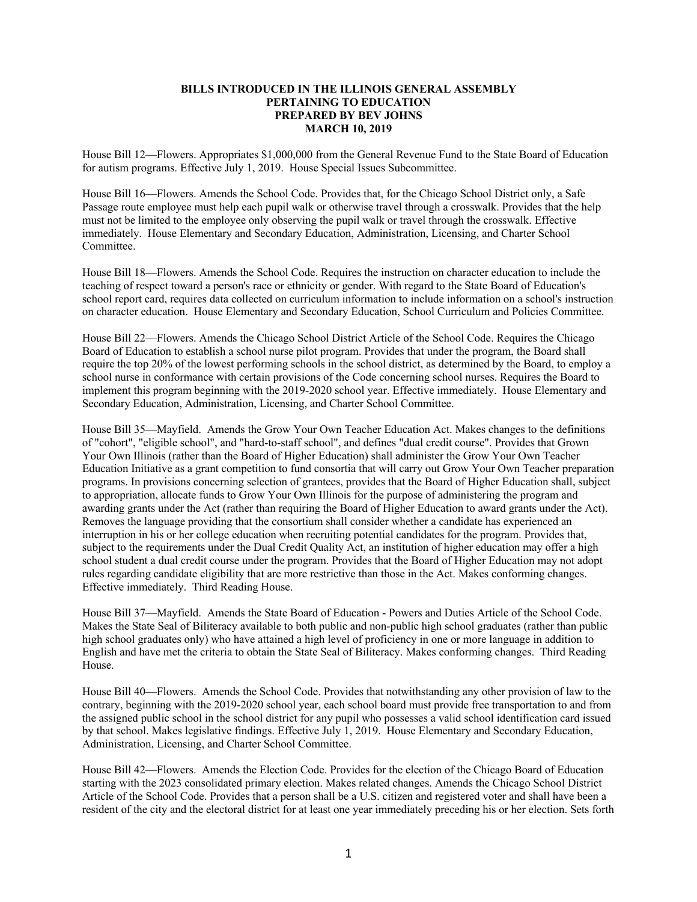**BILLS INTRODUCED IN THE ILLINOIS GENERAL ASSEMBLY
PERTAINING TO EDUCATION
PREPARED BY BEV JOHNS
MARCH 10, 2019**

House Bill 12—Flowers. Appropriates $1,000,000 from the General Revenue Fund to the State Board of Education for autism programs. Effective July 1, 2019. House Special Issues Subcommittee.

House Bill 16—Flowers. Amends the School Code. Provides that, for the Chicago School District only, a Safe Passage route employee must help each pupil walk or otherwise travel through a crosswalk. Provides that the help must not be limited to the employee only observing the pupil walk or travel through the crosswalk. Effective immediately. House Elementary and Secondary Education, Administration, Licensing, and Charter School Committee.

House Bill 18—Flowers. Amends the School Code. Requires the instruction on character education to include the teaching of respect toward a person's race or ethnicity or gender. With regard to the State Board of Education's school report card, requires data collected on curriculum information to include information on a school's instruction on character education. House Elementary and Secondary Education, School Curriculum and Policies Committee.

House Bill 22—Flowers. Amends the Chicago School District Article of the School Code. Requires the Chicago Board of Education to establish a school nurse pilot program. Provides that under the program, the Board shall require the top 20% of the lowest performing schools in the school district, as determined by the Board, to employ a school nurse in conformance with certain provisions of the Code concerning school nurses. Requires the Board to implement this program beginning with the 2019-2020 school year. Effective immediately. House Elementary and Secondary Education, Administration, Licensing, and Charter School Committee.

House Bill 35—Mayfield. Amends the Grow Your Own Teacher Education Act. Makes changes to the definitions of "cohort", "eligible school", and "hard-to-staff school", and defines "dual credit course". Provides that Grow Your Own Illinois (rather than the Board of Higher Education) shall administer the Grow Your Own Teacher Education Initiative as a grant competition to fund consortia that will carry out Grow Your Own Teacher preparation programs. In provisions concerning selection of grantees, provides that the Board of Higher Education shall, subject to appropriation, allocate funds to Grow Your Own Illinois for the purpose of administering the program and awarding grants under the Act (rather than requiring the Board of Higher Education to award grants under the Act). Removes the language providing that the consortium shall consider whether a candidate has experienced an interruption in his or her college education when recruiting potential candidates for the program. Provides that, subject to the requirements under the Dual Credit Quality Act, an institution of higher education may offer a high school student a dual credit course under the program. Provides that the Board of Higher Education may not adopt rules regarding candidate eligibility that are more restrictive than those in the Act. Makes conforming changes. Effective immediately. Third Reading House.

House Bill 37—Mayfield. Amends the State Board of Education - Powers and Duties Article of the School Code. Makes the State Seal of Biliteracy available to both public and non-public high school graduates (rather than public high school graduates only) who have attained a high level of proficiency in one or more language in addition to English and have met the criteria to obtain the State Seal of Biliteracy. Makes conforming changes. Third Reading House.

House Bill 40—Flowers. Amends the School Code. Provides that notwithstanding any other provision of law to the contrary, beginning with the 2019-2020 school year, each school board must provide free transportation to and from the assigned public school in the school district for any pupil who possesses a valid school identification card issued by that school. Makes legislative findings. Effective July 1, 2019. House Elementary and Secondary Education, Administration, Licensing, and Charter School Committee.

House Bill 42—Flowers. Amends the Election Code. Provides for the election of the Chicago Board of Education starting with the 2023 consolidated primary election. Makes related changes. Amends the Chicago School District Article of the School Code. Provides that a person shall be a U.S. citizen and registered voter and shall have been a resident of the city and the electoral district for at least one year immediately preceding his or her election. Sets forth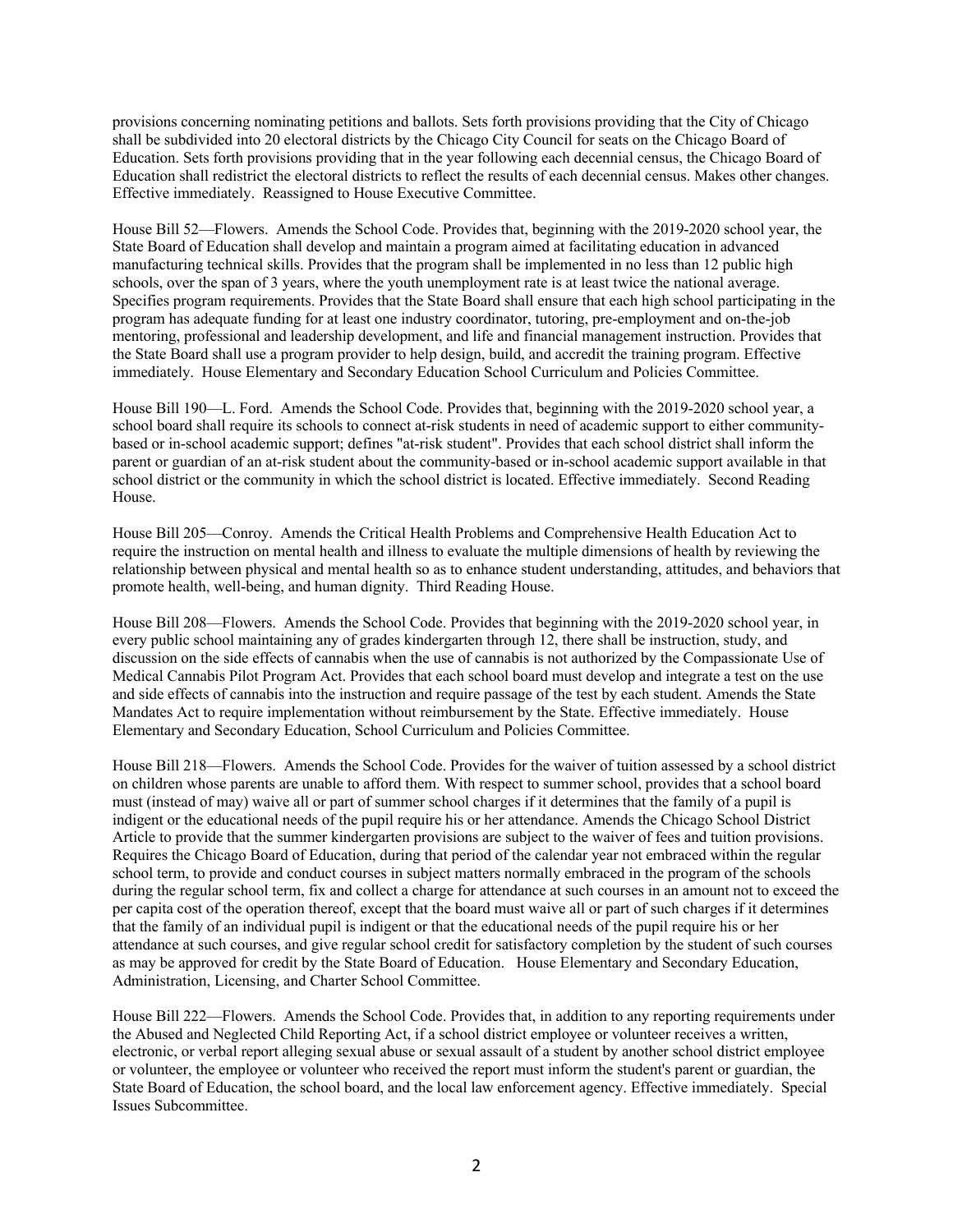provisions concerning nominating petitions and ballots. Sets forth provisions providing that the City of Chicago shall be subdivided into 20 electoral districts by the Chicago City Council for seats on the Chicago Board of Education. Sets forth provisions providing that in the year following each decennial census, the Chicago Board of Education shall redistrict the electoral districts to reflect the results of each decennial census. Makes other changes. Effective immediately. Reassigned to House Executive Committee.

House Bill 52—Flowers. Amends the School Code. Provides that, beginning with the 2019-2020 school year, the State Board of Education shall develop and maintain a program aimed at facilitating education in advanced manufacturing technical skills. Provides that the program shall be implemented in no less than 12 public high schools, over the span of 3 years, where the youth unemployment rate is at least twice the national average. Specifies program requirements. Provides that the State Board shall ensure that each high school participating in the program has adequate funding for at least one industry coordinator, tutoring, pre-employment and on-the-job mentoring, professional and leadership development, and life and financial management instruction. Provides that the State Board shall use a program provider to help design, build, and accredit the training program. Effective immediately. House Elementary and Secondary Education School Curriculum and Policies Committee.

House Bill 190—L. Ford. Amends the School Code. Provides that, beginning with the 2019-2020 school year, a school board shall require its schools to connect at-risk students in need of academic support to either community-based or in-school academic support; defines "at-risk student". Provides that each school district shall inform the parent or guardian of an at-risk student about the community-based or in-school academic support available in that school district or the community in which the school district is located. Effective immediately. Second Reading House.

House Bill 205—Conroy. Amends the Critical Health Problems and Comprehensive Health Education Act to require the instruction on mental health and illness to evaluate the multiple dimensions of health by reviewing the relationship between physical and mental health so as to enhance student understanding, attitudes, and behaviors that promote health, well-being, and human dignity. Third Reading House.

House Bill 208—Flowers. Amends the School Code. Provides that beginning with the 2019-2020 school year, in every public school maintaining any of grades kindergarten through 12, there shall be instruction, study, and discussion on the side effects of cannabis when the use of cannabis is not authorized by the Compassionate Use of Medical Cannabis Pilot Program Act. Provides that each school board must develop and integrate a test on the use and side effects of cannabis into the instruction and require passage of the test by each student. Amends the State Mandates Act to require implementation without reimbursement by the State. Effective immediately. House Elementary and Secondary Education, School Curriculum and Policies Committee.

House Bill 218—Flowers. Amends the School Code. Provides for the waiver of tuition assessed by a school district on children whose parents are unable to afford them. With respect to summer school, provides that a school board must (instead of may) waive all or part of summer school charges if it determines that the family of a pupil is indigent or the educational needs of the pupil require his or her attendance. Amends the Chicago School District Article to provide that the summer kindergarten provisions are subject to the waiver of fees and tuition provisions. Requires the Chicago Board of Education, during that period of the calendar year not embraced within the regular school term, to provide and conduct courses in subject matters normally embraced in the program of the schools during the regular school term, fix and collect a charge for attendance at such courses in an amount not to exceed the per capita cost of the operation thereof, except that the board must waive all or part of such charges if it determines that the family of an individual pupil is indigent or that the educational needs of the pupil require his or her attendance at such courses, and give regular school credit for satisfactory completion by the student of such courses as may be approved for credit by the State Board of Education. House Elementary and Secondary Education, Administration, Licensing, and Charter School Committee.

House Bill 222—Flowers. Amends the School Code. Provides that, in addition to any reporting requirements under the Abused and Neglected Child Reporting Act, if a school district employee or volunteer receives a written, electronic, or verbal report alleging sexual abuse or sexual assault of a student by another school district employee or volunteer, the employee or volunteer who received the report must inform the student's parent or guardian, the State Board of Education, the school board, and the local law enforcement agency. Effective immediately. Special Issues Subcommittee.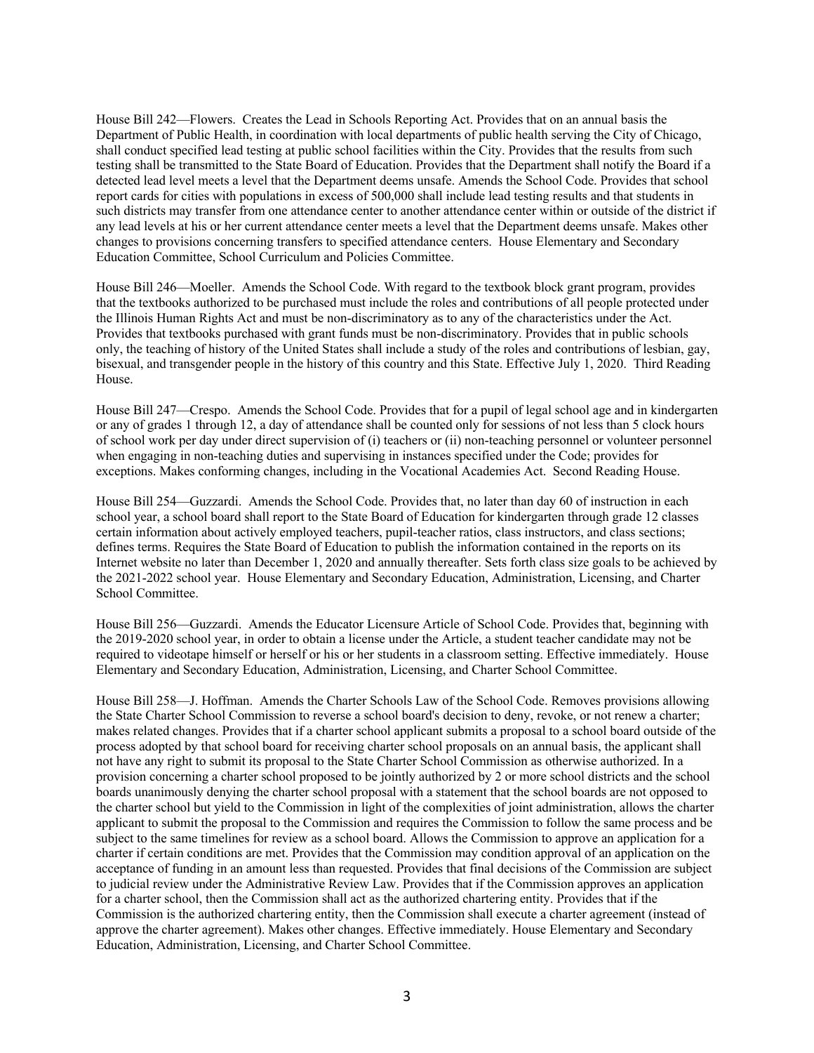House Bill 242—Flowers. Creates the Lead in Schools Reporting Act. Provides that on an annual basis the Department of Public Health, in coordination with local departments of public health serving the City of Chicago, shall conduct specified lead testing at public school facilities within the City. Provides that the results from such testing shall be transmitted to the State Board of Education. Provides that the Department shall notify the Board if a detected lead level meets a level that the Department deems unsafe. Amends the School Code. Provides that school report cards for cities with populations in excess of 500,000 shall include lead testing results and that students in such districts may transfer from one attendance center to another attendance center within or outside of the district if any lead levels at his or her current attendance center meets a level that the Department deems unsafe. Makes other changes to provisions concerning transfers to specified attendance centers. House Elementary and Secondary Education Committee, School Curriculum and Policies Committee.

House Bill 246—Moeller. Amends the School Code. With regard to the textbook block grant program, provides that the textbooks authorized to be purchased must include the roles and contributions of all people protected under the Illinois Human Rights Act and must be non-discriminatory as to any of the characteristics under the Act. Provides that textbooks purchased with grant funds must be non-discriminatory. Provides that in public schools only, the teaching of history of the United States shall include a study of the roles and contributions of lesbian, gay, bisexual, and transgender people in the history of this country and this State. Effective July 1, 2020. Third Reading House.

House Bill 247—Crespo. Amends the School Code. Provides that for a pupil of legal school age and in kindergarten or any of grades 1 through 12, a day of attendance shall be counted only for sessions of not less than 5 clock hours of school work per day under direct supervision of (i) teachers or (ii) non-teaching personnel or volunteer personnel when engaging in non-teaching duties and supervising in instances specified under the Code; provides for exceptions. Makes conforming changes, including in the Vocational Academies Act. Second Reading House.

House Bill 254—Guzzardi. Amends the School Code. Provides that, no later than day 60 of instruction in each school year, a school board shall report to the State Board of Education for kindergarten through grade 12 classes certain information about actively employed teachers, pupil-teacher ratios, class instructors, and class sections; defines terms. Requires the State Board of Education to publish the information contained in the reports on its Internet website no later than December 1, 2020 and annually thereafter. Sets forth class size goals to be achieved by the 2021-2022 school year. House Elementary and Secondary Education, Administration, Licensing, and Charter School Committee.

House Bill 256—Guzzardi. Amends the Educator Licensure Article of School Code. Provides that, beginning with the 2019-2020 school year, in order to obtain a license under the Article, a student teacher candidate may not be required to videotape himself or herself or his or her students in a classroom setting. Effective immediately. House Elementary and Secondary Education, Administration, Licensing, and Charter School Committee.

House Bill 258—J. Hoffman. Amends the Charter Schools Law of the School Code. Removes provisions allowing the State Charter School Commission to reverse a school board's decision to deny, revoke, or not renew a charter; makes related changes. Provides that if a charter school applicant submits a proposal to a school board outside of the process adopted by that school board for receiving charter school proposals on an annual basis, the applicant shall not have any right to submit its proposal to the State Charter School Commission as otherwise authorized. In a provision concerning a charter school proposed to be jointly authorized by 2 or more school districts and the school boards unanimously denying the charter school proposal with a statement that the school boards are not opposed to the charter school but yield to the Commission in light of the complexities of joint administration, allows the charter applicant to submit the proposal to the Commission and requires the Commission to follow the same process and be subject to the same timelines for review as a school board. Allows the Commission to approve an application for a charter if certain conditions are met. Provides that the Commission may condition approval of an application on the acceptance of funding in an amount less than requested. Provides that final decisions of the Commission are subject to judicial review under the Administrative Review Law. Provides that if the Commission approves an application for a charter school, then the Commission shall act as the authorized chartering entity. Provides that if the Commission is the authorized chartering entity, then the Commission shall execute a charter agreement (instead of approve the charter agreement). Makes other changes. Effective immediately. House Elementary and Secondary Education, Administration, Licensing, and Charter School Committee.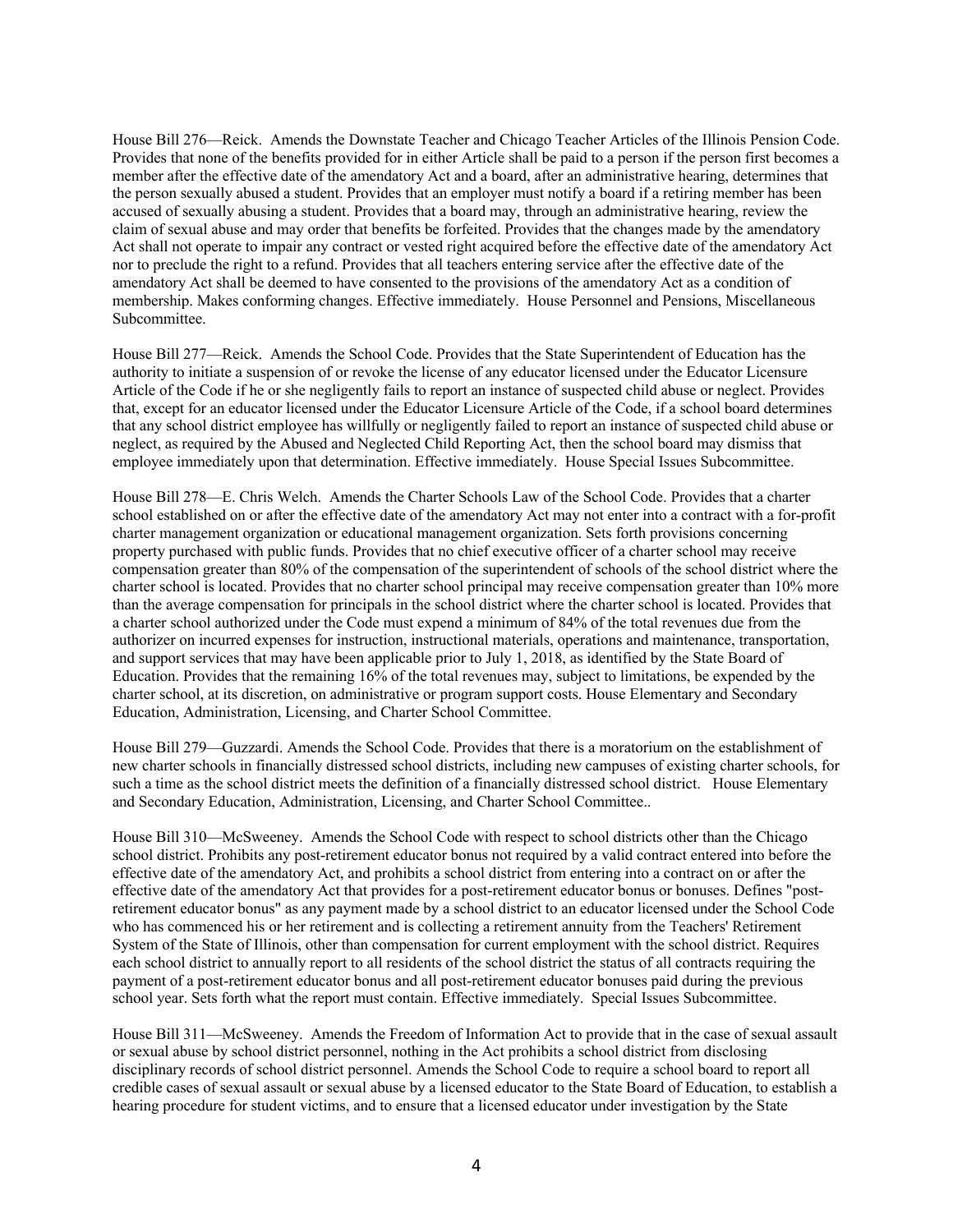House Bill 276—Reick. Amends the Downstate Teacher and Chicago Teacher Articles of the Illinois Pension Code. Provides that none of the benefits provided for in either Article shall be paid to a person if the person first becomes a member after the effective date of the amendatory Act and a board, after an administrative hearing, determines that the person sexually abused a student. Provides that an employer must notify a board if a retiring member has been accused of sexually abusing a student. Provides that a board may, through an administrative hearing, review the claim of sexual abuse and may order that benefits be forfeited. Provides that the changes made by the amendatory Act shall not operate to impair any contract or vested right acquired before the effective date of the amendatory Act nor to preclude the right to a refund. Provides that all teachers entering service after the effective date of the amendatory Act shall be deemed to have consented to the provisions of the amendatory Act as a condition of membership. Makes conforming changes. Effective immediately. House Personnel and Pensions, Miscellaneous Subcommittee.

House Bill 277—Reick. Amends the School Code. Provides that the State Superintendent of Education has the authority to initiate a suspension of or revoke the license of any educator licensed under the Educator Licensure Article of the Code if he or she negligently fails to report an instance of suspected child abuse or neglect. Provides that, except for an educator licensed under the Educator Licensure Article of the Code, if a school board determines that any school district employee has willfully or negligently failed to report an instance of suspected child abuse or neglect, as required by the Abused and Neglected Child Reporting Act, then the school board may dismiss that employee immediately upon that determination. Effective immediately. House Special Issues Subcommittee.

House Bill 278—E. Chris Welch. Amends the Charter Schools Law of the School Code. Provides that a charter school established on or after the effective date of the amendatory Act may not enter into a contract with a for-profit charter management organization or educational management organization. Sets forth provisions concerning property purchased with public funds. Provides that no chief executive officer of a charter school may receive compensation greater than 80% of the compensation of the superintendent of schools of the school district where the charter school is located. Provides that no charter school principal may receive compensation greater than 10% more than the average compensation for principals in the school district where the charter school is located. Provides that a charter school authorized under the Code must expend a minimum of 84% of the total revenues due from the authorizer on incurred expenses for instruction, instructional materials, operations and maintenance, transportation, and support services that may have been applicable prior to July 1, 2018, as identified by the State Board of Education. Provides that the remaining 16% of the total revenues may, subject to limitations, be expended by the charter school, at its discretion, on administrative or program support costs. House Elementary and Secondary Education, Administration, Licensing, and Charter School Committee.

House Bill 279—Guzzardi. Amends the School Code. Provides that there is a moratorium on the establishment of new charter schools in financially distressed school districts, including new campuses of existing charter schools, for such a time as the school district meets the definition of a financially distressed school district. House Elementary and Secondary Education, Administration, Licensing, and Charter School Committee..

House Bill 310—McSweeney. Amends the School Code with respect to school districts other than the Chicago school district. Prohibits any post-retirement educator bonus not required by a valid contract entered into before the effective date of the amendatory Act, and prohibits a school district from entering into a contract on or after the effective date of the amendatory Act that provides for a post-retirement educator bonus or bonuses. Defines "post-retirement educator bonus" as any payment made by a school district to an educator licensed under the School Code who has commenced his or her retirement and is collecting a retirement annuity from the Teachers' Retirement System of the State of Illinois, other than compensation for current employment with the school district. Requires each school district to annually report to all residents of the school district the status of all contracts requiring the payment of a post-retirement educator bonus and all post-retirement educator bonuses paid during the previous school year. Sets forth what the report must contain. Effective immediately. Special Issues Subcommittee.

House Bill 311—McSweeney. Amends the Freedom of Information Act to provide that in the case of sexual assault or sexual abuse by school district personnel, nothing in the Act prohibits a school district from disclosing disciplinary records of school district personnel. Amends the School Code to require a school board to report all credible cases of sexual assault or sexual abuse by a licensed educator to the State Board of Education, to establish a hearing procedure for student victims, and to ensure that a licensed educator under investigation by the State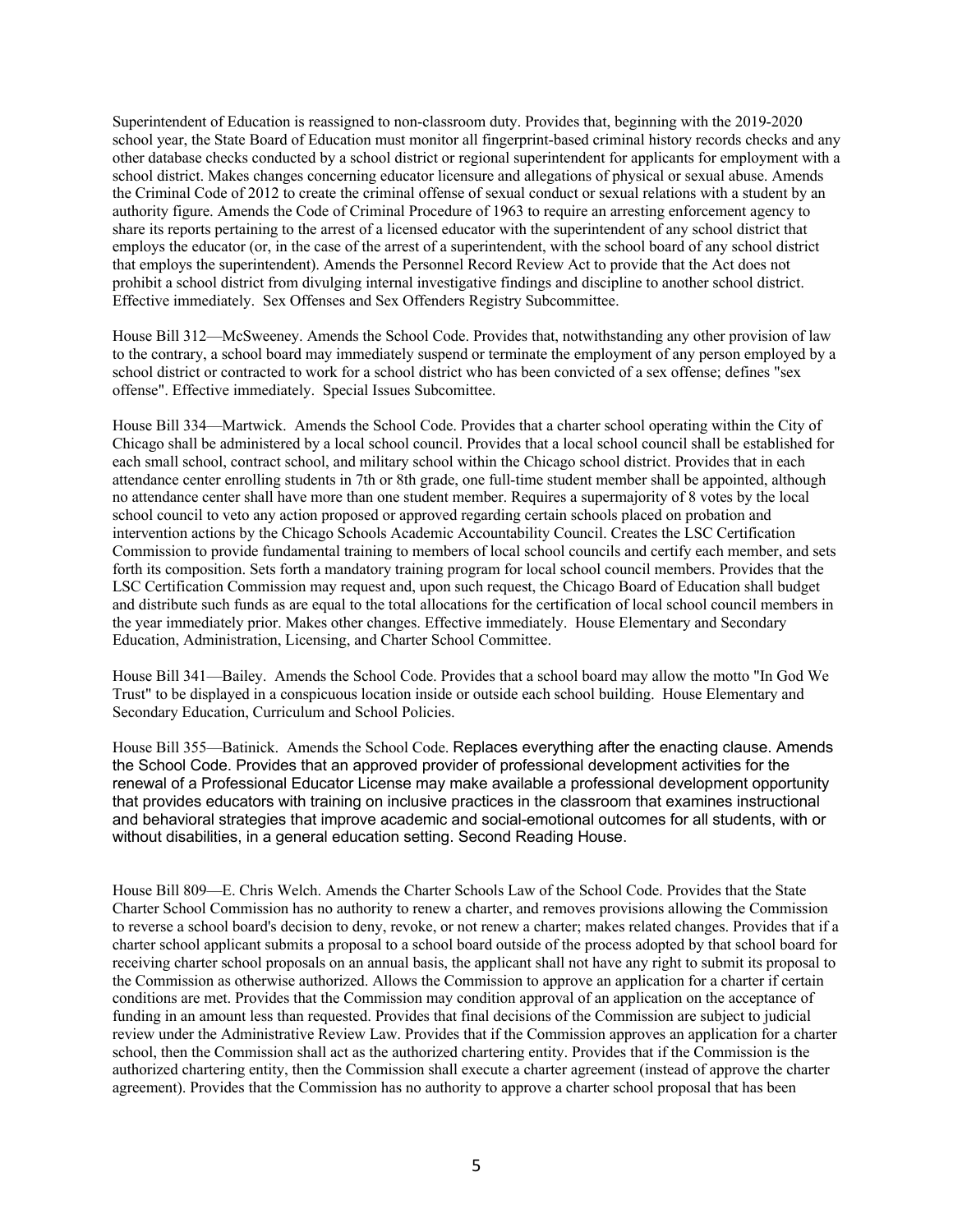Superintendent of Education is reassigned to non-classroom duty. Provides that, beginning with the 2019-2020 school year, the State Board of Education must monitor all fingerprint-based criminal history records checks and any other database checks conducted by a school district or regional superintendent for applicants for employment with a school district. Makes changes concerning educator licensure and allegations of physical or sexual abuse. Amends the Criminal Code of 2012 to create the criminal offense of sexual conduct or sexual relations with a student by an authority figure. Amends the Code of Criminal Procedure of 1963 to require an arresting enforcement agency to share its reports pertaining to the arrest of a licensed educator with the superintendent of any school district that employs the educator (or, in the case of the arrest of a superintendent, with the school board of any school district that employs the superintendent). Amends the Personnel Record Review Act to provide that the Act does not prohibit a school district from divulging internal investigative findings and discipline to another school district. Effective immediately. Sex Offenses and Sex Offenders Registry Subcommittee.

House Bill 312—McSweeney. Amends the School Code. Provides that, notwithstanding any other provision of law to the contrary, a school board may immediately suspend or terminate the employment of any person employed by a school district or contracted to work for a school district who has been convicted of a sex offense; defines "sex offense". Effective immediately. Special Issues Subcomittee.

House Bill 334—Martwick. Amends the School Code. Provides that a charter school operating within the City of Chicago shall be administered by a local school council. Provides that a local school council shall be established for each small school, contract school, and military school within the Chicago school district. Provides that in each attendance center enrolling students in 7th or 8th grade, one full-time student member shall be appointed, although no attendance center shall have more than one student member. Requires a supermajority of 8 votes by the local school council to veto any action proposed or approved regarding certain schools placed on probation and intervention actions by the Chicago Schools Academic Accountability Council. Creates the LSC Certification Commission to provide fundamental training to members of local school councils and certify each member, and sets forth its composition. Sets forth a mandatory training program for local school council members. Provides that the LSC Certification Commission may request and, upon such request, the Chicago Board of Education shall budget and distribute such funds as are equal to the total allocations for the certification of local school council members in the year immediately prior. Makes other changes. Effective immediately. House Elementary and Secondary Education, Administration, Licensing, and Charter School Committee.

House Bill 341—Bailey. Amends the School Code. Provides that a school board may allow the motto "In God We Trust" to be displayed in a conspicuous location inside or outside each school building. House Elementary and Secondary Education, Curriculum and School Policies.

House Bill 355—Batinick. Amends the School Code. Replaces everything after the enacting clause. Amends the School Code. Provides that an approved provider of professional development activities for the renewal of a Professional Educator License may make available a professional development opportunity that provides educators with training on inclusive practices in the classroom that examines instructional and behavioral strategies that improve academic and social-emotional outcomes for all students, with or without disabilities, in a general education setting. Second Reading House.

House Bill 809—E. Chris Welch. Amends the Charter Schools Law of the School Code. Provides that the State Charter School Commission has no authority to renew a charter, and removes provisions allowing the Commission to reverse a school board's decision to deny, revoke, or not renew a charter; makes related changes. Provides that if a charter school applicant submits a proposal to a school board outside of the process adopted by that school board for receiving charter school proposals on an annual basis, the applicant shall not have any right to submit its proposal to the Commission as otherwise authorized. Allows the Commission to approve an application for a charter if certain conditions are met. Provides that the Commission may condition approval of an application on the acceptance of funding in an amount less than requested. Provides that final decisions of the Commission are subject to judicial review under the Administrative Review Law. Provides that if the Commission approves an application for a charter school, then the Commission shall act as the authorized chartering entity. Provides that if the Commission is the authorized chartering entity, then the Commission shall execute a charter agreement (instead of approve the charter agreement). Provides that the Commission has no authority to approve a charter school proposal that has been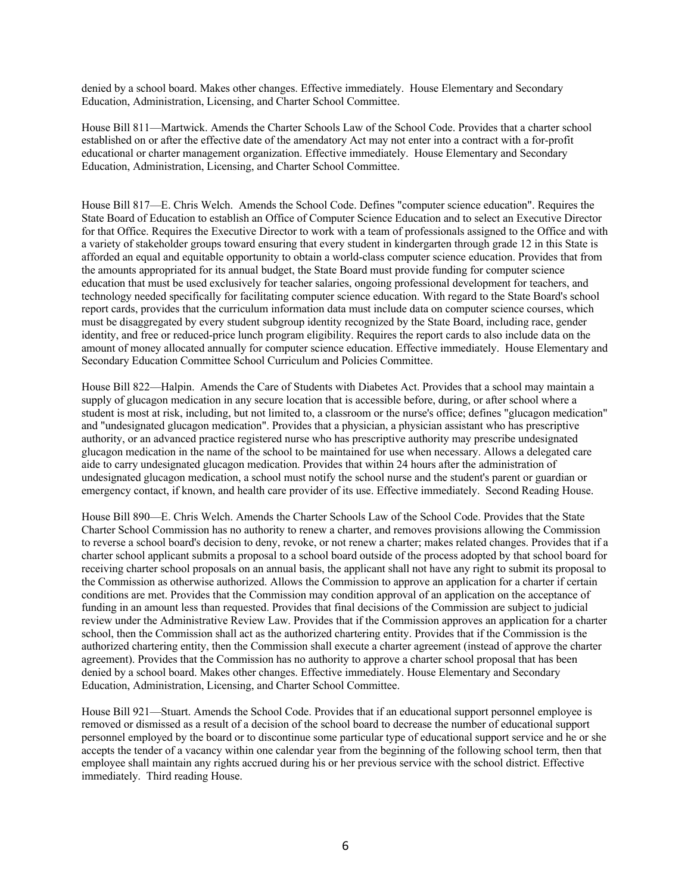denied by a school board. Makes other changes. Effective immediately. House Elementary and Secondary Education, Administration, Licensing, and Charter School Committee.

House Bill 811—Martwick. Amends the Charter Schools Law of the School Code. Provides that a charter school established on or after the effective date of the amendatory Act may not enter into a contract with a for-profit educational or charter management organization. Effective immediately. House Elementary and Secondary Education, Administration, Licensing, and Charter School Committee.

House Bill 817—E. Chris Welch. Amends the School Code. Defines "computer science education". Requires the State Board of Education to establish an Office of Computer Science Education and to select an Executive Director for that Office. Requires the Executive Director to work with a team of professionals assigned to the Office and with a variety of stakeholder groups toward ensuring that every student in kindergarten through grade 12 in this State is afforded an equal and equitable opportunity to obtain a world-class computer science education. Provides that from the amounts appropriated for its annual budget, the State Board must provide funding for computer science education that must be used exclusively for teacher salaries, ongoing professional development for teachers, and technology needed specifically for facilitating computer science education. With regard to the State Board's school report cards, provides that the curriculum information data must include data on computer science courses, which must be disaggregated by every student subgroup identity recognized by the State Board, including race, gender identity, and free or reduced-price lunch program eligibility. Requires the report cards to also include data on the amount of money allocated annually for computer science education. Effective immediately. House Elementary and Secondary Education Committee School Curriculum and Policies Committee.

House Bill 822—Halpin. Amends the Care of Students with Diabetes Act. Provides that a school may maintain a supply of glucagon medication in any secure location that is accessible before, during, or after school where a student is most at risk, including, but not limited to, a classroom or the nurse's office; defines "glucagon medication" and "undesignated glucagon medication". Provides that a physician, a physician assistant who has prescriptive authority, or an advanced practice registered nurse who has prescriptive authority may prescribe undesignated glucagon medication in the name of the school to be maintained for use when necessary. Allows a delegated care aide to carry undesignated glucagon medication. Provides that within 24 hours after the administration of undesignated glucagon medication, a school must notify the school nurse and the student's parent or guardian or emergency contact, if known, and health care provider of its use. Effective immediately. Second Reading House.

House Bill 890—E. Chris Welch. Amends the Charter Schools Law of the School Code. Provides that the State Charter School Commission has no authority to renew a charter, and removes provisions allowing the Commission to reverse a school board's decision to deny, revoke, or not renew a charter; makes related changes. Provides that if a charter school applicant submits a proposal to a school board outside of the process adopted by that school board for receiving charter school proposals on an annual basis, the applicant shall not have any right to submit its proposal to the Commission as otherwise authorized. Allows the Commission to approve an application for a charter if certain conditions are met. Provides that the Commission may condition approval of an application on the acceptance of funding in an amount less than requested. Provides that final decisions of the Commission are subject to judicial review under the Administrative Review Law. Provides that if the Commission approves an application for a charter school, then the Commission shall act as the authorized chartering entity. Provides that if the Commission is the authorized chartering entity, then the Commission shall execute a charter agreement (instead of approve the charter agreement). Provides that the Commission has no authority to approve a charter school proposal that has been denied by a school board. Makes other changes. Effective immediately. House Elementary and Secondary Education, Administration, Licensing, and Charter School Committee.

House Bill 921—Stuart. Amends the School Code. Provides that if an educational support personnel employee is removed or dismissed as a result of a decision of the school board to decrease the number of educational support personnel employed by the board or to discontinue some particular type of educational support service and he or she accepts the tender of a vacancy within one calendar year from the beginning of the following school term, then that employee shall maintain any rights accrued during his or her previous service with the school district. Effective immediately. Third reading House.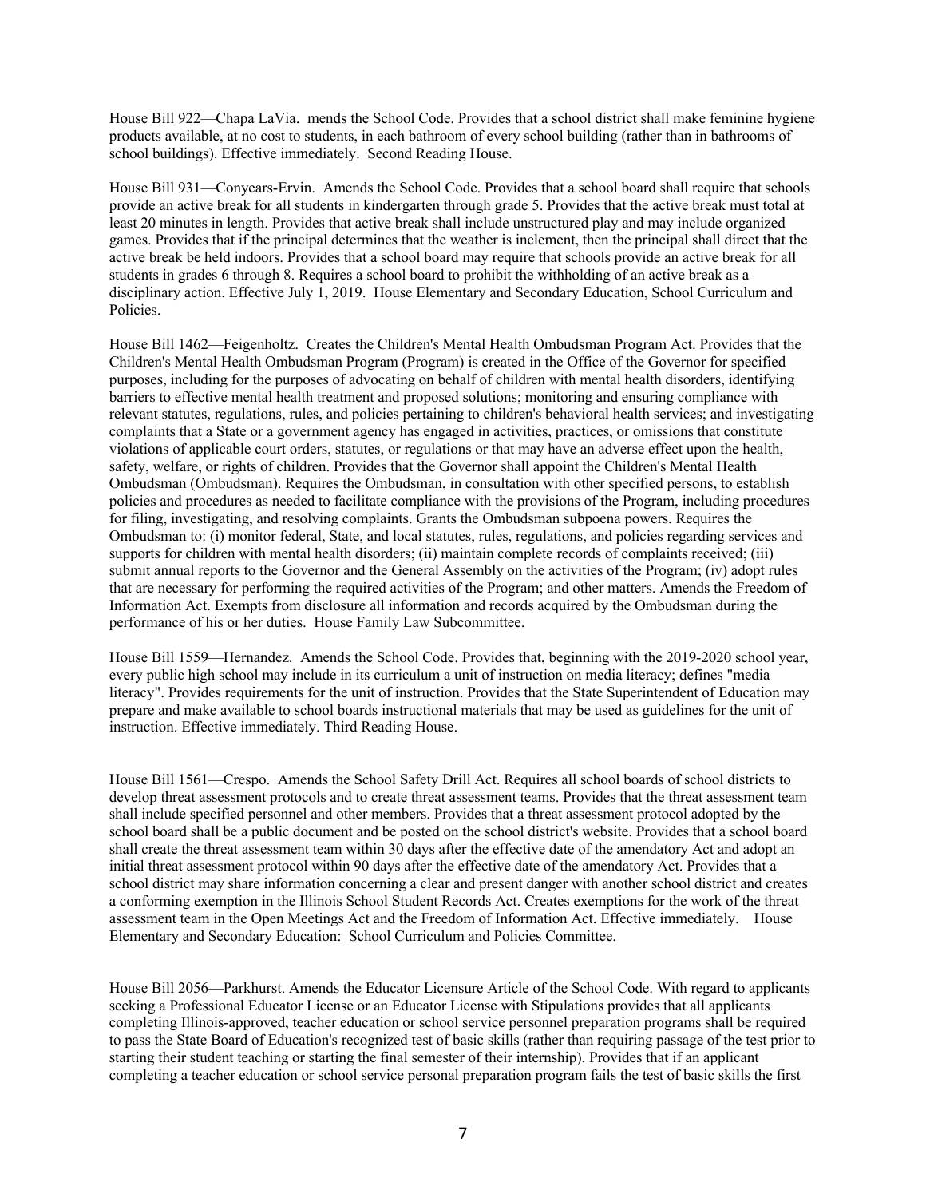House Bill 922—Chapa LaVia.  mends the School Code. Provides that a school district shall make feminine hygiene products available, at no cost to students, in each bathroom of every school building (rather than in bathrooms of school buildings). Effective immediately.  Second Reading House.

House Bill 931—Conyears-Ervin.  Amends the School Code. Provides that a school board shall require that schools provide an active break for all students in kindergarten through grade 5. Provides that the active break must total at least 20 minutes in length. Provides that active break shall include unstructured play and may include organized games. Provides that if the principal determines that the weather is inclement, then the principal shall direct that the active break be held indoors. Provides that a school board may require that schools provide an active break for all students in grades 6 through 8. Requires a school board to prohibit the withholding of an active break as a disciplinary action. Effective July 1, 2019.  House Elementary and Secondary Education, School Curriculum and Policies.

House Bill 1462—Feigenholtz.  Creates the Children's Mental Health Ombudsman Program Act. Provides that the Children's Mental Health Ombudsman Program (Program) is created in the Office of the Governor for specified purposes, including for the purposes of advocating on behalf of children with mental health disorders, identifying barriers to effective mental health treatment and proposed solutions; monitoring and ensuring compliance with relevant statutes, regulations, rules, and policies pertaining to children's behavioral health services; and investigating complaints that a State or a government agency has engaged in activities, practices, or omissions that constitute violations of applicable court orders, statutes, or regulations or that may have an adverse effect upon the health, safety, welfare, or rights of children. Provides that the Governor shall appoint the Children's Mental Health Ombudsman (Ombudsman). Requires the Ombudsman, in consultation with other specified persons, to establish policies and procedures as needed to facilitate compliance with the provisions of the Program, including procedures for filing, investigating, and resolving complaints. Grants the Ombudsman subpoena powers. Requires the Ombudsman to: (i) monitor federal, State, and local statutes, rules, regulations, and policies regarding services and supports for children with mental health disorders; (ii) maintain complete records of complaints received; (iii) submit annual reports to the Governor and the General Assembly on the activities of the Program; (iv) adopt rules that are necessary for performing the required activities of the Program; and other matters. Amends the Freedom of Information Act. Exempts from disclosure all information and records acquired by the Ombudsman during the performance of his or her duties.  House Family Law Subcommittee.

House Bill 1559—Hernandez.  Amends the School Code. Provides that, beginning with the 2019-2020 school year, every public high school may include in its curriculum a unit of instruction on media literacy; defines "media literacy". Provides requirements for the unit of instruction. Provides that the State Superintendent of Education may prepare and make available to school boards instructional materials that may be used as guidelines for the unit of instruction. Effective immediately. Third Reading House.

House Bill 1561—Crespo.  Amends the School Safety Drill Act. Requires all school boards of school districts to develop threat assessment protocols and to create threat assessment teams. Provides that the threat assessment team shall include specified personnel and other members. Provides that a threat assessment protocol adopted by the school board shall be a public document and be posted on the school district's website. Provides that a school board shall create the threat assessment team within 30 days after the effective date of the amendatory Act and adopt an initial threat assessment protocol within 90 days after the effective date of the amendatory Act. Provides that a school district may share information concerning a clear and present danger with another school district and creates a conforming exemption in the Illinois School Student Records Act. Creates exemptions for the work of the threat assessment team in the Open Meetings Act and the Freedom of Information Act. Effective immediately.    House Elementary and Secondary Education:  School Curriculum and Policies Committee.

House Bill 2056—Parkhurst. Amends the Educator Licensure Article of the School Code. With regard to applicants seeking a Professional Educator License or an Educator License with Stipulations provides that all applicants completing Illinois-approved, teacher education or school service personnel preparation programs shall be required to pass the State Board of Education's recognized test of basic skills (rather than requiring passage of the test prior to starting their student teaching or starting the final semester of their internship). Provides that if an applicant completing a teacher education or school service personal preparation program fails the test of basic skills the first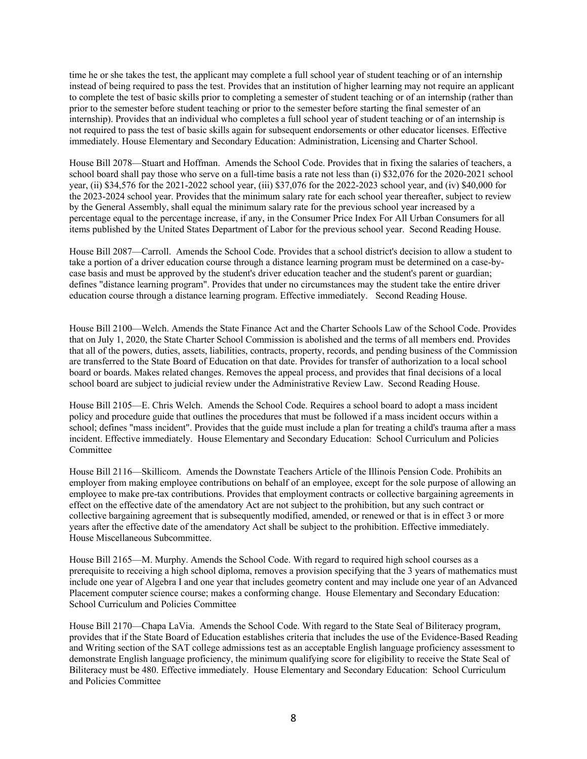time he or she takes the test, the applicant may complete a full school year of student teaching or of an internship instead of being required to pass the test. Provides that an institution of higher learning may not require an applicant to complete the test of basic skills prior to completing a semester of student teaching or of an internship (rather than prior to the semester before student teaching or prior to the semester before starting the final semester of an internship). Provides that an individual who completes a full school year of student teaching or of an internship is not required to pass the test of basic skills again for subsequent endorsements or other educator licenses. Effective immediately. House Elementary and Secondary Education: Administration, Licensing and Charter School.

House Bill 2078—Stuart and Hoffman. Amends the School Code. Provides that in fixing the salaries of teachers, a school board shall pay those who serve on a full-time basis a rate not less than (i) $32,076 for the 2020-2021 school year, (ii) $34,576 for the 2021-2022 school year, (iii) $37,076 for the 2022-2023 school year, and (iv) $40,000 for the 2023-2024 school year. Provides that the minimum salary rate for each school year thereafter, subject to review by the General Assembly, shall equal the minimum salary rate for the previous school year increased by a percentage equal to the percentage increase, if any, in the Consumer Price Index For All Urban Consumers for all items published by the United States Department of Labor for the previous school year. Second Reading House.

House Bill 2087—Carroll. Amends the School Code. Provides that a school district's decision to allow a student to take a portion of a driver education course through a distance learning program must be determined on a case-by-case basis and must be approved by the student's driver education teacher and the student's parent or guardian; defines "distance learning program". Provides that under no circumstances may the student take the entire driver education course through a distance learning program. Effective immediately. Second Reading House.

House Bill 2100—Welch. Amends the State Finance Act and the Charter Schools Law of the School Code. Provides that on July 1, 2020, the State Charter School Commission is abolished and the terms of all members end. Provides that all of the powers, duties, assets, liabilities, contracts, property, records, and pending business of the Commission are transferred to the State Board of Education on that date. Provides for transfer of authorization to a local school board or boards. Makes related changes. Removes the appeal process, and provides that final decisions of a local school board are subject to judicial review under the Administrative Review Law. Second Reading House.

House Bill 2105—E. Chris Welch. Amends the School Code. Requires a school board to adopt a mass incident policy and procedure guide that outlines the procedures that must be followed if a mass incident occurs within a school; defines "mass incident". Provides that the guide must include a plan for treating a child's trauma after a mass incident. Effective immediately. House Elementary and Secondary Education: School Curriculum and Policies Committee

House Bill 2116—Skillicom. Amends the Downstate Teachers Article of the Illinois Pension Code. Prohibits an employer from making employee contributions on behalf of an employee, except for the sole purpose of allowing an employee to make pre-tax contributions. Provides that employment contracts or collective bargaining agreements in effect on the effective date of the amendatory Act are not subject to the prohibition, but any such contract or collective bargaining agreement that is subsequently modified, amended, or renewed or that is in effect 3 or more years after the effective date of the amendatory Act shall be subject to the prohibition. Effective immediately. House Miscellaneous Subcommittee.

House Bill 2165—M. Murphy. Amends the School Code. With regard to required high school courses as a prerequisite to receiving a high school diploma, removes a provision specifying that the 3 years of mathematics must include one year of Algebra I and one year that includes geometry content and may include one year of an Advanced Placement computer science course; makes a conforming change. House Elementary and Secondary Education: School Curriculum and Policies Committee

House Bill 2170—Chapa LaVia. Amends the School Code. With regard to the State Seal of Biliteracy program, provides that if the State Board of Education establishes criteria that includes the use of the Evidence-Based Reading and Writing section of the SAT college admissions test as an acceptable English language proficiency assessment to demonstrate English language proficiency, the minimum qualifying score for eligibility to receive the State Seal of Biliteracy must be 480. Effective immediately. House Elementary and Secondary Education: School Curriculum and Policies Committee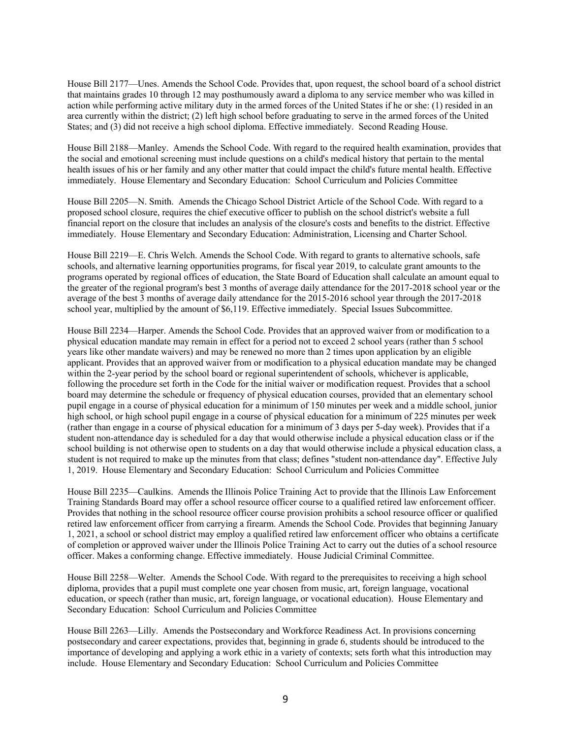House Bill 2177—Unes. Amends the School Code. Provides that, upon request, the school board of a school district that maintains grades 10 through 12 may posthumously award a diploma to any service member who was killed in action while performing active military duty in the armed forces of the United States if he or she: (1) resided in an area currently within the district; (2) left high school before graduating to serve in the armed forces of the United States; and (3) did not receive a high school diploma. Effective immediately. Second Reading House.

House Bill 2188—Manley. Amends the School Code. With regard to the required health examination, provides that the social and emotional screening must include questions on a child's medical history that pertain to the mental health issues of his or her family and any other matter that could impact the child's future mental health. Effective immediately. House Elementary and Secondary Education: School Curriculum and Policies Committee

House Bill 2205—N. Smith. Amends the Chicago School District Article of the School Code. With regard to a proposed school closure, requires the chief executive officer to publish on the school district's website a full financial report on the closure that includes an analysis of the closure's costs and benefits to the district. Effective immediately. House Elementary and Secondary Education: Administration, Licensing and Charter School.

House Bill 2219—E. Chris Welch. Amends the School Code. With regard to grants to alternative schools, safe schools, and alternative learning opportunities programs, for fiscal year 2019, to calculate grant amounts to the programs operated by regional offices of education, the State Board of Education shall calculate an amount equal to the greater of the regional program's best 3 months of average daily attendance for the 2017-2018 school year or the average of the best 3 months of average daily attendance for the 2015-2016 school year through the 2017-2018 school year, multiplied by the amount of $6,119. Effective immediately. Special Issues Subcommittee.

House Bill 2234—Harper. Amends the School Code. Provides that an approved waiver from or modification to a physical education mandate may remain in effect for a period not to exceed 2 school years (rather than 5 school years like other mandate waivers) and may be renewed no more than 2 times upon application by an eligible applicant. Provides that an approved waiver from or modification to a physical education mandate may be changed within the 2-year period by the school board or regional superintendent of schools, whichever is applicable, following the procedure set forth in the Code for the initial waiver or modification request. Provides that a school board may determine the schedule or frequency of physical education courses, provided that an elementary school pupil engage in a course of physical education for a minimum of 150 minutes per week and a middle school, junior high school, or high school pupil engage in a course of physical education for a minimum of 225 minutes per week (rather than engage in a course of physical education for a minimum of 3 days per 5-day week). Provides that if a student non-attendance day is scheduled for a day that would otherwise include a physical education class or if the school building is not otherwise open to students on a day that would otherwise include a physical education class, a student is not required to make up the minutes from that class; defines "student non-attendance day". Effective July 1, 2019. House Elementary and Secondary Education: School Curriculum and Policies Committee

House Bill 2235—Caulkins. Amends the Illinois Police Training Act to provide that the Illinois Law Enforcement Training Standards Board may offer a school resource officer course to a qualified retired law enforcement officer. Provides that nothing in the school resource officer course provision prohibits a school resource officer or qualified retired law enforcement officer from carrying a firearm. Amends the School Code. Provides that beginning January 1, 2021, a school or school district may employ a qualified retired law enforcement officer who obtains a certificate of completion or approved waiver under the Illinois Police Training Act to carry out the duties of a school resource officer. Makes a conforming change. Effective immediately. House Judicial Criminal Committee.

House Bill 2258—Welter. Amends the School Code. With regard to the prerequisites to receiving a high school diploma, provides that a pupil must complete one year chosen from music, art, foreign language, vocational education, or speech (rather than music, art, foreign language, or vocational education). House Elementary and Secondary Education: School Curriculum and Policies Committee

House Bill 2263—Lilly. Amends the Postsecondary and Workforce Readiness Act. In provisions concerning postsecondary and career expectations, provides that, beginning in grade 6, students should be introduced to the importance of developing and applying a work ethic in a variety of contexts; sets forth what this introduction may include. House Elementary and Secondary Education: School Curriculum and Policies Committee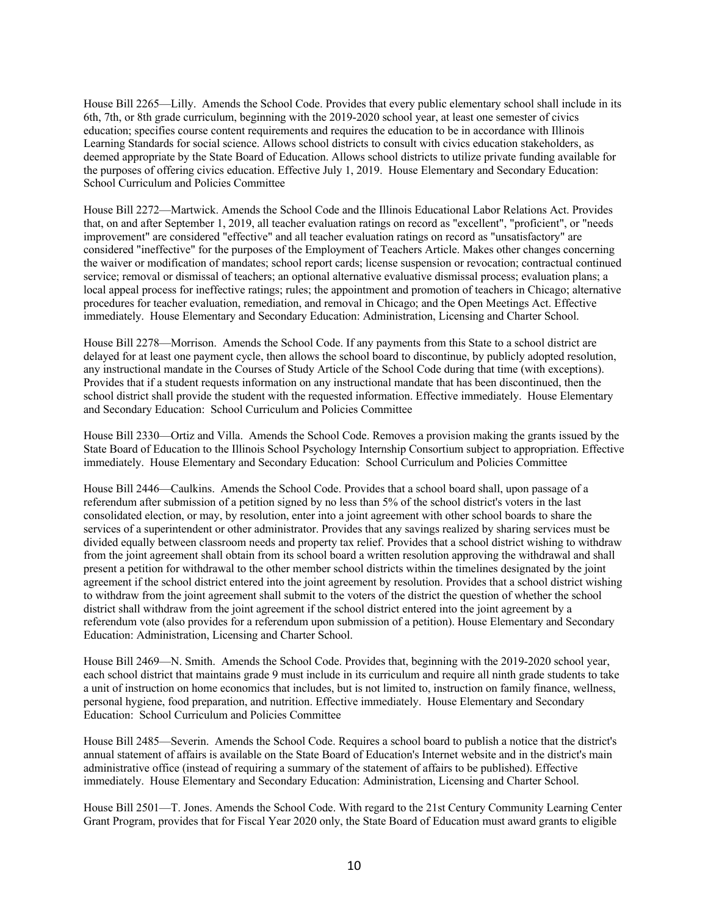House Bill 2265—Lilly. Amends the School Code. Provides that every public elementary school shall include in its 6th, 7th, or 8th grade curriculum, beginning with the 2019-2020 school year, at least one semester of civics education; specifies course content requirements and requires the education to be in accordance with Illinois Learning Standards for social science. Allows school districts to consult with civics education stakeholders, as deemed appropriate by the State Board of Education. Allows school districts to utilize private funding available for the purposes of offering civics education. Effective July 1, 2019. House Elementary and Secondary Education: School Curriculum and Policies Committee

House Bill 2272—Martwick. Amends the School Code and the Illinois Educational Labor Relations Act. Provides that, on and after September 1, 2019, all teacher evaluation ratings on record as "excellent", "proficient", or "needs improvement" are considered "effective" and all teacher evaluation ratings on record as "unsatisfactory" are considered "ineffective" for the purposes of the Employment of Teachers Article. Makes other changes concerning the waiver or modification of mandates; school report cards; license suspension or revocation; contractual continued service; removal or dismissal of teachers; an optional alternative evaluative dismissal process; evaluation plans; a local appeal process for ineffective ratings; rules; the appointment and promotion of teachers in Chicago; alternative procedures for teacher evaluation, remediation, and removal in Chicago; and the Open Meetings Act. Effective immediately. House Elementary and Secondary Education: Administration, Licensing and Charter School.

House Bill 2278—Morrison. Amends the School Code. If any payments from this State to a school district are delayed for at least one payment cycle, then allows the school board to discontinue, by publicly adopted resolution, any instructional mandate in the Courses of Study Article of the School Code during that time (with exceptions). Provides that if a student requests information on any instructional mandate that has been discontinued, then the school district shall provide the student with the requested information. Effective immediately. House Elementary and Secondary Education: School Curriculum and Policies Committee

House Bill 2330—Ortiz and Villa. Amends the School Code. Removes a provision making the grants issued by the State Board of Education to the Illinois School Psychology Internship Consortium subject to appropriation. Effective immediately. House Elementary and Secondary Education: School Curriculum and Policies Committee

House Bill 2446—Caulkins. Amends the School Code. Provides that a school board shall, upon passage of a referendum after submission of a petition signed by no less than 5% of the school district's voters in the last consolidated election, or may, by resolution, enter into a joint agreement with other school boards to share the services of a superintendent or other administrator. Provides that any savings realized by sharing services must be divided equally between classroom needs and property tax relief. Provides that a school district wishing to withdraw from the joint agreement shall obtain from its school board a written resolution approving the withdrawal and shall present a petition for withdrawal to the other member school districts within the timelines designated by the joint agreement if the school district entered into the joint agreement by resolution. Provides that a school district wishing to withdraw from the joint agreement shall submit to the voters of the district the question of whether the school district shall withdraw from the joint agreement if the school district entered into the joint agreement by a referendum vote (also provides for a referendum upon submission of a petition). House Elementary and Secondary Education: Administration, Licensing and Charter School.

House Bill 2469—N. Smith. Amends the School Code. Provides that, beginning with the 2019-2020 school year, each school district that maintains grade 9 must include in its curriculum and require all ninth grade students to take a unit of instruction on home economics that includes, but is not limited to, instruction on family finance, wellness, personal hygiene, food preparation, and nutrition. Effective immediately. House Elementary and Secondary Education: School Curriculum and Policies Committee

House Bill 2485—Severin. Amends the School Code. Requires a school board to publish a notice that the district's annual statement of affairs is available on the State Board of Education's Internet website and in the district's main administrative office (instead of requiring a summary of the statement of affairs to be published). Effective immediately. House Elementary and Secondary Education: Administration, Licensing and Charter School.

House Bill 2501—T. Jones. Amends the School Code. With regard to the 21st Century Community Learning Center Grant Program, provides that for Fiscal Year 2020 only, the State Board of Education must award grants to eligible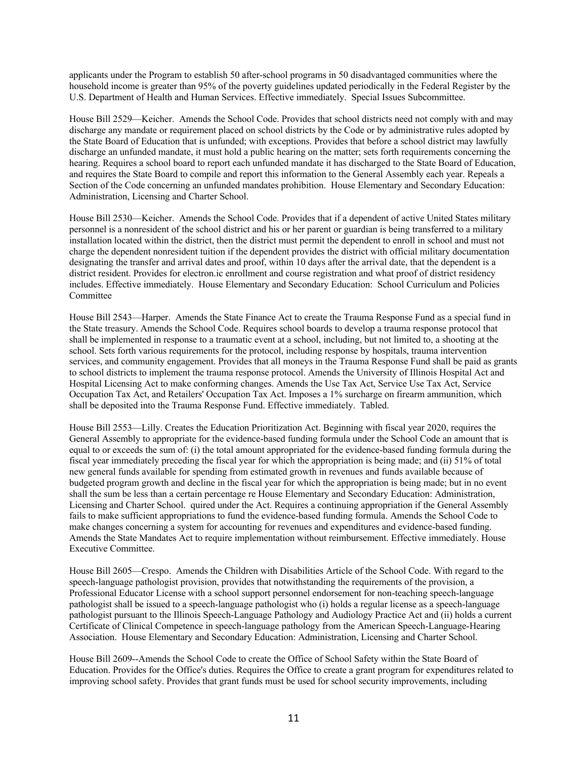applicants under the Program to establish 50 after-school programs in 50 disadvantaged communities where the household income is greater than 95% of the poverty guidelines updated periodically in the Federal Register by the U.S. Department of Health and Human Services. Effective immediately. Special Issues Subcommittee.

House Bill 2529—Keicher. Amends the School Code. Provides that school districts need not comply with and may discharge any mandate or requirement placed on school districts by the Code or by administrative rules adopted by the State Board of Education that is unfunded; with exceptions. Provides that before a school district may lawfully discharge an unfunded mandate, it must hold a public hearing on the matter; sets forth requirements concerning the hearing. Requires a school board to report each unfunded mandate it has discharged to the State Board of Education, and requires the State Board to compile and report this information to the General Assembly each year. Repeals a Section of the Code concerning an unfunded mandates prohibition. House Elementary and Secondary Education: Administration, Licensing and Charter School.

House Bill 2530—Keicher. Amends the School Code. Provides that if a dependent of active United States military personnel is a nonresident of the school district and his or her parent or guardian is being transferred to a military installation located within the district, then the district must permit the dependent to enroll in school and must not charge the dependent nonresident tuition if the dependent provides the district with official military documentation designating the transfer and arrival dates and proof, within 10 days after the arrival date, that the dependent is a district resident. Provides for electron.ic enrollment and course registration and what proof of district residency includes. Effective immediately. House Elementary and Secondary Education: School Curriculum and Policies Committee

House Bill 2543—Harper. Amends the State Finance Act to create the Trauma Response Fund as a special fund in the State treasury. Amends the School Code. Requires school boards to develop a trauma response protocol that shall be implemented in response to a traumatic event at a school, including, but not limited to, a shooting at the school. Sets forth various requirements for the protocol, including response by hospitals, trauma intervention services, and community engagement. Provides that all moneys in the Trauma Response Fund shall be paid as grants to school districts to implement the trauma response protocol. Amends the University of Illinois Hospital Act and Hospital Licensing Act to make conforming changes. Amends the Use Tax Act, Service Use Tax Act, Service Occupation Tax Act, and Retailers' Occupation Tax Act. Imposes a 1% surcharge on firearm ammunition, which shall be deposited into the Trauma Response Fund. Effective immediately. Tabled.

House Bill 2553—Lilly. Creates the Education Prioritization Act. Beginning with fiscal year 2020, requires the General Assembly to appropriate for the evidence-based funding formula under the School Code an amount that is equal to or exceeds the sum of: (i) the total amount appropriated for the evidence-based funding formula during the fiscal year immediately preceding the fiscal year for which the appropriation is being made; and (ii) 51% of total new general funds available for spending from estimated growth in revenues and funds available because of budgeted program growth and decline in the fiscal year for which the appropriation is being made; but in no event shall the sum be less than a certain percentage re House Elementary and Secondary Education: Administration, Licensing and Charter School. quired under the Act. Requires a continuing appropriation if the General Assembly fails to make sufficient appropriations to fund the evidence-based funding formula. Amends the School Code to make changes concerning a system for accounting for revenues and expenditures and evidence-based funding. Amends the State Mandates Act to require implementation without reimbursement. Effective immediately. House Executive Committee.

House Bill 2605—Crespo. Amends the Children with Disabilities Article of the School Code. With regard to the speech-language pathologist provision, provides that notwithstanding the requirements of the provision, a Professional Educator License with a school support personnel endorsement for non-teaching speech-language pathologist shall be issued to a speech-language pathologist who (i) holds a regular license as a speech-language pathologist pursuant to the Illinois Speech-Language Pathology and Audiology Practice Act and (ii) holds a current Certificate of Clinical Competence in speech-language pathology from the American Speech-Language-Hearing Association. House Elementary and Secondary Education: Administration, Licensing and Charter School.

House Bill 2609--Amends the School Code to create the Office of School Safety within the State Board of Education. Provides for the Office's duties. Requires the Office to create a grant program for expenditures related to improving school safety. Provides that grant funds must be used for school security improvements, including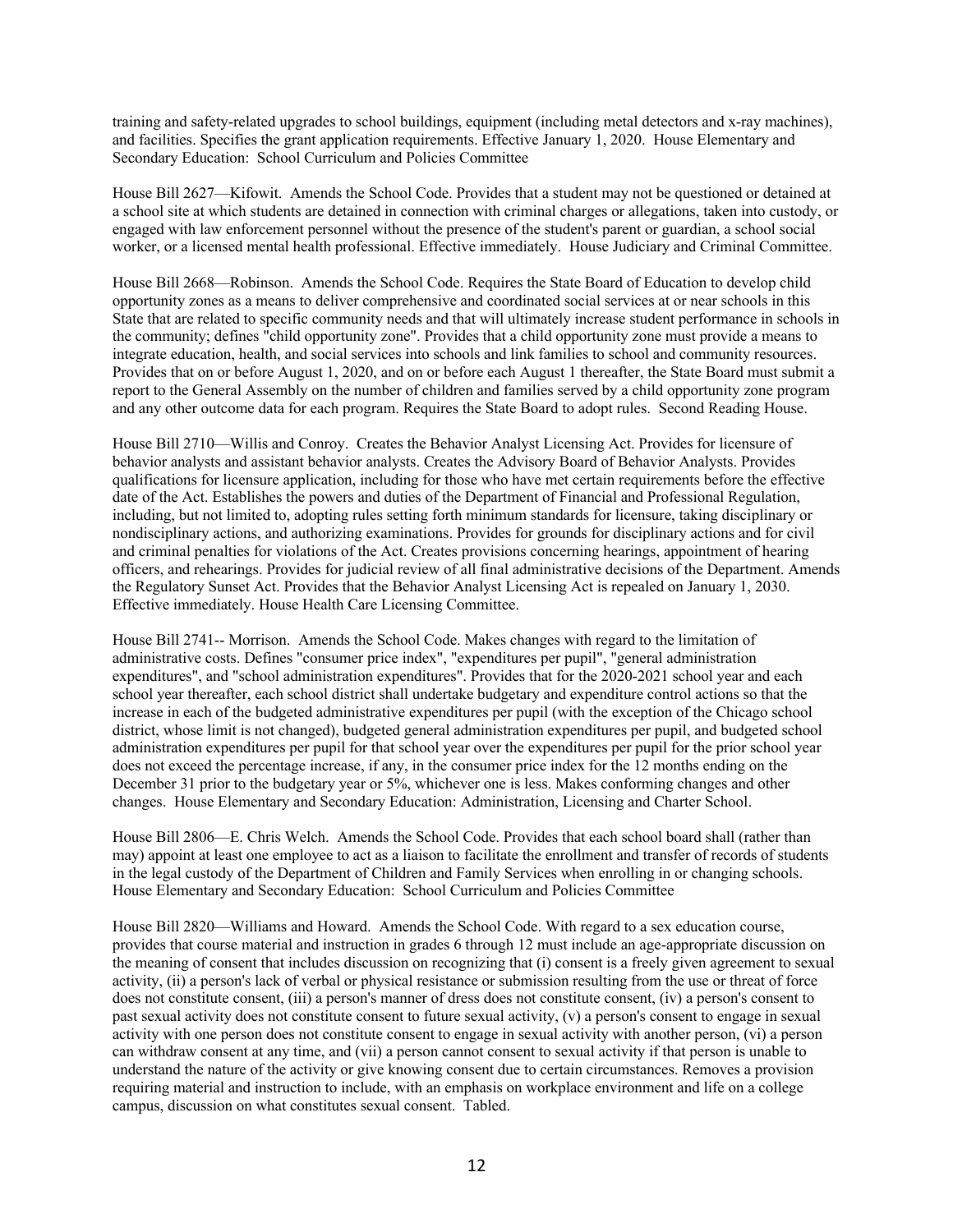training and safety-related upgrades to school buildings, equipment (including metal detectors and x-ray machines), and facilities. Specifies the grant application requirements. Effective January 1, 2020. House Elementary and Secondary Education: School Curriculum and Policies Committee

House Bill 2627—Kifowit. Amends the School Code. Provides that a student may not be questioned or detained at a school site at which students are detained in connection with criminal charges or allegations, taken into custody, or engaged with law enforcement personnel without the presence of the student's parent or guardian, a school social worker, or a licensed mental health professional. Effective immediately. House Judiciary and Criminal Committee.

House Bill 2668—Robinson. Amends the School Code. Requires the State Board of Education to develop child opportunity zones as a means to deliver comprehensive and coordinated social services at or near schools in this State that are related to specific community needs and that will ultimately increase student performance in schools in the community; defines "child opportunity zone". Provides that a child opportunity zone must provide a means to integrate education, health, and social services into schools and link families to school and community resources. Provides that on or before August 1, 2020, and on or before each August 1 thereafter, the State Board must submit a report to the General Assembly on the number of children and families served by a child opportunity zone program and any other outcome data for each program. Requires the State Board to adopt rules. Second Reading House.

House Bill 2710—Willis and Conroy. Creates the Behavior Analyst Licensing Act. Provides for licensure of behavior analysts and assistant behavior analysts. Creates the Advisory Board of Behavior Analysts. Provides qualifications for licensure application, including for those who have met certain requirements before the effective date of the Act. Establishes the powers and duties of the Department of Financial and Professional Regulation, including, but not limited to, adopting rules setting forth minimum standards for licensure, taking disciplinary or nondisciplinary actions, and authorizing examinations. Provides for grounds for disciplinary actions and for civil and criminal penalties for violations of the Act. Creates provisions concerning hearings, appointment of hearing officers, and rehearings. Provides for judicial review of all final administrative decisions of the Department. Amends the Regulatory Sunset Act. Provides that the Behavior Analyst Licensing Act is repealed on January 1, 2030. Effective immediately. House Health Care Licensing Committee.

House Bill 2741-- Morrison. Amends the School Code. Makes changes with regard to the limitation of administrative costs. Defines "consumer price index", "expenditures per pupil", "general administration expenditures", and "school administration expenditures". Provides that for the 2020-2021 school year and each school year thereafter, each school district shall undertake budgetary and expenditure control actions so that the increase in each of the budgeted administrative expenditures per pupil (with the exception of the Chicago school district, whose limit is not changed), budgeted general administration expenditures per pupil, and budgeted school administration expenditures per pupil for that school year over the expenditures per pupil for the prior school year does not exceed the percentage increase, if any, in the consumer price index for the 12 months ending on the December 31 prior to the budgetary year or 5%, whichever one is less. Makes conforming changes and other changes. House Elementary and Secondary Education: Administration, Licensing and Charter School.

House Bill 2806—E. Chris Welch. Amends the School Code. Provides that each school board shall (rather than may) appoint at least one employee to act as a liaison to facilitate the enrollment and transfer of records of students in the legal custody of the Department of Children and Family Services when enrolling in or changing schools. House Elementary and Secondary Education: School Curriculum and Policies Committee

House Bill 2820—Williams and Howard. Amends the School Code. With regard to a sex education course, provides that course material and instruction in grades 6 through 12 must include an age-appropriate discussion on the meaning of consent that includes discussion on recognizing that (i) consent is a freely given agreement to sexual activity, (ii) a person's lack of verbal or physical resistance or submission resulting from the use or threat of force does not constitute consent, (iii) a person's manner of dress does not constitute consent, (iv) a person's consent to past sexual activity does not constitute consent to future sexual activity, (v) a person's consent to engage in sexual activity with one person does not constitute consent to engage in sexual activity with another person, (vi) a person can withdraw consent at any time, and (vii) a person cannot consent to sexual activity if that person is unable to understand the nature of the activity or give knowing consent due to certain circumstances. Removes a provision requiring material and instruction to include, with an emphasis on workplace environment and life on a college campus, discussion on what constitutes sexual consent. Tabled.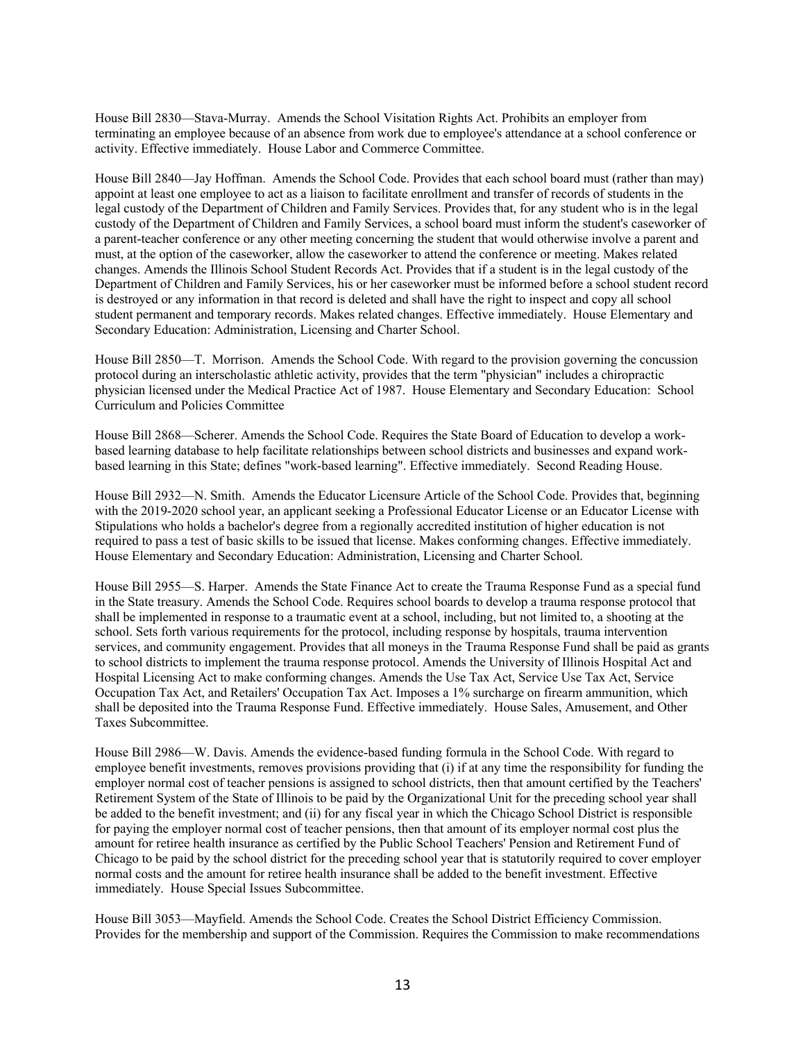House Bill 2830—Stava-Murray. Amends the School Visitation Rights Act. Prohibits an employer from terminating an employee because of an absence from work due to employee's attendance at a school conference or activity. Effective immediately. House Labor and Commerce Committee.

House Bill 2840—Jay Hoffman. Amends the School Code. Provides that each school board must (rather than may) appoint at least one employee to act as a liaison to facilitate enrollment and transfer of records of students in the legal custody of the Department of Children and Family Services. Provides that, for any student who is in the legal custody of the Department of Children and Family Services, a school board must inform the student's caseworker of a parent-teacher conference or any other meeting concerning the student that would otherwise involve a parent and must, at the option of the caseworker, allow the caseworker to attend the conference or meeting. Makes related changes. Amends the Illinois School Student Records Act. Provides that if a student is in the legal custody of the Department of Children and Family Services, his or her caseworker must be informed before a school student record is destroyed or any information in that record is deleted and shall have the right to inspect and copy all school student permanent and temporary records. Makes related changes. Effective immediately. House Elementary and Secondary Education: Administration, Licensing and Charter School.

House Bill 2850—T. Morrison. Amends the School Code. With regard to the provision governing the concussion protocol during an interscholastic athletic activity, provides that the term "physician" includes a chiropractic physician licensed under the Medical Practice Act of 1987. House Elementary and Secondary Education: School Curriculum and Policies Committee

House Bill 2868—Scherer. Amends the School Code. Requires the State Board of Education to develop a work-based learning database to help facilitate relationships between school districts and businesses and expand work-based learning in this State; defines "work-based learning". Effective immediately. Second Reading House.

House Bill 2932—N. Smith. Amends the Educator Licensure Article of the School Code. Provides that, beginning with the 2019-2020 school year, an applicant seeking a Professional Educator License or an Educator License with Stipulations who holds a bachelor's degree from a regionally accredited institution of higher education is not required to pass a test of basic skills to be issued that license. Makes conforming changes. Effective immediately. House Elementary and Secondary Education: Administration, Licensing and Charter School.

House Bill 2955—S. Harper. Amends the State Finance Act to create the Trauma Response Fund as a special fund in the State treasury. Amends the School Code. Requires school boards to develop a trauma response protocol that shall be implemented in response to a traumatic event at a school, including, but not limited to, a shooting at the school. Sets forth various requirements for the protocol, including response by hospitals, trauma intervention services, and community engagement. Provides that all moneys in the Trauma Response Fund shall be paid as grants to school districts to implement the trauma response protocol. Amends the University of Illinois Hospital Act and Hospital Licensing Act to make conforming changes. Amends the Use Tax Act, Service Use Tax Act, Service Occupation Tax Act, and Retailers' Occupation Tax Act. Imposes a 1% surcharge on firearm ammunition, which shall be deposited into the Trauma Response Fund. Effective immediately. House Sales, Amusement, and Other Taxes Subcommittee.

House Bill 2986—W. Davis. Amends the evidence-based funding formula in the School Code. With regard to employee benefit investments, removes provisions providing that (i) if at any time the responsibility for funding the employer normal cost of teacher pensions is assigned to school districts, then that amount certified by the Teachers' Retirement System of the State of Illinois to be paid by the Organizational Unit for the preceding school year shall be added to the benefit investment; and (ii) for any fiscal year in which the Chicago School District is responsible for paying the employer normal cost of teacher pensions, then that amount of its employer normal cost plus the amount for retiree health insurance as certified by the Public School Teachers' Pension and Retirement Fund of Chicago to be paid by the school district for the preceding school year that is statutorily required to cover employer normal costs and the amount for retiree health insurance shall be added to the benefit investment. Effective immediately. House Special Issues Subcommittee.

House Bill 3053—Mayfield. Amends the School Code. Creates the School District Efficiency Commission. Provides for the membership and support of the Commission. Requires the Commission to make recommendations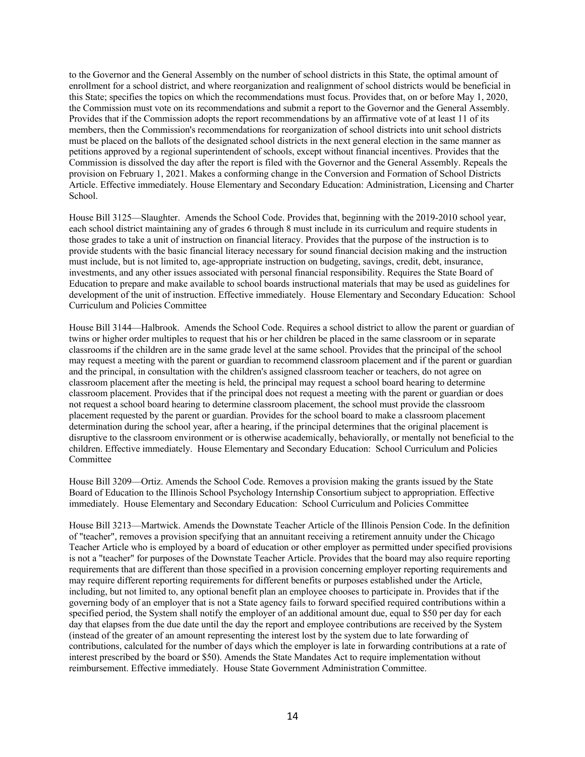to the Governor and the General Assembly on the number of school districts in this State, the optimal amount of enrollment for a school district, and where reorganization and realignment of school districts would be beneficial in this State; specifies the topics on which the recommendations must focus. Provides that, on or before May 1, 2020, the Commission must vote on its recommendations and submit a report to the Governor and the General Assembly. Provides that if the Commission adopts the report recommendations by an affirmative vote of at least 11 of its members, then the Commission's recommendations for reorganization of school districts into unit school districts must be placed on the ballots of the designated school districts in the next general election in the same manner as petitions approved by a regional superintendent of schools, except without financial incentives. Provides that the Commission is dissolved the day after the report is filed with the Governor and the General Assembly. Repeals the provision on February 1, 2021. Makes a conforming change in the Conversion and Formation of School Districts Article. Effective immediately. House Elementary and Secondary Education: Administration, Licensing and Charter School.

House Bill 3125—Slaughter. Amends the School Code. Provides that, beginning with the 2019-2010 school year, each school district maintaining any of grades 6 through 8 must include in its curriculum and require students in those grades to take a unit of instruction on financial literacy. Provides that the purpose of the instruction is to provide students with the basic financial literacy necessary for sound financial decision making and the instruction must include, but is not limited to, age-appropriate instruction on budgeting, savings, credit, debt, insurance, investments, and any other issues associated with personal financial responsibility. Requires the State Board of Education to prepare and make available to school boards instructional materials that may be used as guidelines for development of the unit of instruction. Effective immediately. House Elementary and Secondary Education: School Curriculum and Policies Committee

House Bill 3144—Halbrook. Amends the School Code. Requires a school district to allow the parent or guardian of twins or higher order multiples to request that his or her children be placed in the same classroom or in separate classrooms if the children are in the same grade level at the same school. Provides that the principal of the school may request a meeting with the parent or guardian to recommend classroom placement and if the parent or guardian and the principal, in consultation with the children's assigned classroom teacher or teachers, do not agree on classroom placement after the meeting is held, the principal may request a school board hearing to determine classroom placement. Provides that if the principal does not request a meeting with the parent or guardian or does not request a school board hearing to determine classroom placement, the school must provide the classroom placement requested by the parent or guardian. Provides for the school board to make a classroom placement determination during the school year, after a hearing, if the principal determines that the original placement is disruptive to the classroom environment or is otherwise academically, behaviorally, or mentally not beneficial to the children. Effective immediately. House Elementary and Secondary Education: School Curriculum and Policies Committee

House Bill 3209—Ortiz. Amends the School Code. Removes a provision making the grants issued by the State Board of Education to the Illinois School Psychology Internship Consortium subject to appropriation. Effective immediately. House Elementary and Secondary Education: School Curriculum and Policies Committee

House Bill 3213—Martwick. Amends the Downstate Teacher Article of the Illinois Pension Code. In the definition of "teacher", removes a provision specifying that an annuitant receiving a retirement annuity under the Chicago Teacher Article who is employed by a board of education or other employer as permitted under specified provisions is not a "teacher" for purposes of the Downstate Teacher Article. Provides that the board may also require reporting requirements that are different than those specified in a provision concerning employer reporting requirements and may require different reporting requirements for different benefits or purposes established under the Article, including, but not limited to, any optional benefit plan an employee chooses to participate in. Provides that if the governing body of an employer that is not a State agency fails to forward specified required contributions within a specified period, the System shall notify the employer of an additional amount due, equal to $50 per day for each day that elapses from the due date until the day the report and employee contributions are received by the System (instead of the greater of an amount representing the interest lost by the system due to late forwarding of contributions, calculated for the number of days which the employer is late in forwarding contributions at a rate of interest prescribed by the board or $50). Amends the State Mandates Act to require implementation without reimbursement. Effective immediately. House State Government Administration Committee.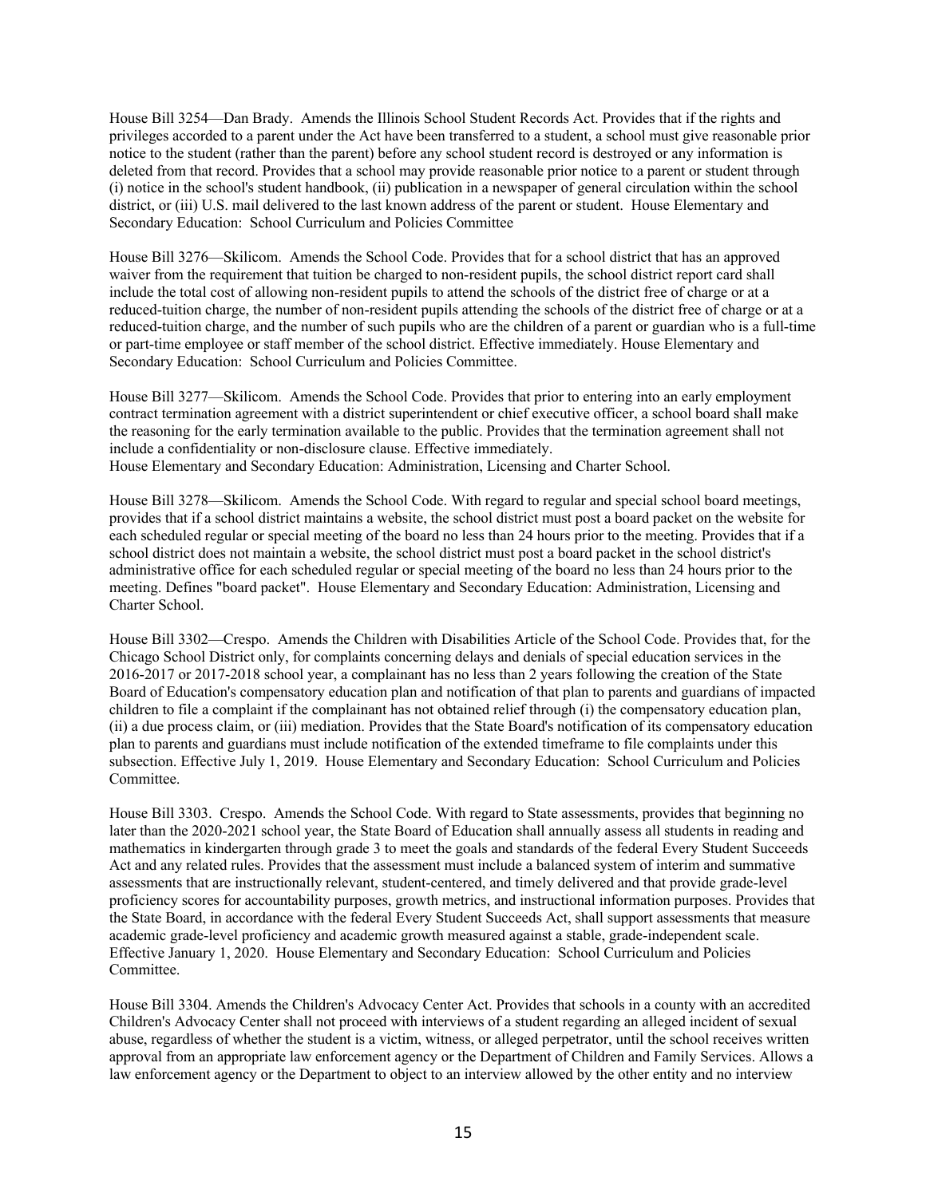House Bill 3254—Dan Brady. Amends the Illinois School Student Records Act. Provides that if the rights and privileges accorded to a parent under the Act have been transferred to a student, a school must give reasonable prior notice to the student (rather than the parent) before any school student record is destroyed or any information is deleted from that record. Provides that a school may provide reasonable prior notice to a parent or student through (i) notice in the school's student handbook, (ii) publication in a newspaper of general circulation within the school district, or (iii) U.S. mail delivered to the last known address of the parent or student. House Elementary and Secondary Education: School Curriculum and Policies Committee

House Bill 3276—Skilicom. Amends the School Code. Provides that for a school district that has an approved waiver from the requirement that tuition be charged to non-resident pupils, the school district report card shall include the total cost of allowing non-resident pupils to attend the schools of the district free of charge or at a reduced-tuition charge, the number of non-resident pupils attending the schools of the district free of charge or at a reduced-tuition charge, and the number of such pupils who are the children of a parent or guardian who is a full-time or part-time employee or staff member of the school district. Effective immediately. House Elementary and Secondary Education: School Curriculum and Policies Committee.

House Bill 3277—Skilicom. Amends the School Code. Provides that prior to entering into an early employment contract termination agreement with a district superintendent or chief executive officer, a school board shall make the reasoning for the early termination available to the public. Provides that the termination agreement shall not include a confidentiality or non-disclosure clause. Effective immediately.
House Elementary and Secondary Education: Administration, Licensing and Charter School.

House Bill 3278—Skilicom. Amends the School Code. With regard to regular and special school board meetings, provides that if a school district maintains a website, the school district must post a board packet on the website for each scheduled regular or special meeting of the board no less than 24 hours prior to the meeting. Provides that if a school district does not maintain a website, the school district must post a board packet in the school district's administrative office for each scheduled regular or special meeting of the board no less than 24 hours prior to the meeting. Defines "board packet". House Elementary and Secondary Education: Administration, Licensing and Charter School.

House Bill 3302—Crespo. Amends the Children with Disabilities Article of the School Code. Provides that, for the Chicago School District only, for complaints concerning delays and denials of special education services in the 2016-2017 or 2017-2018 school year, a complainant has no less than 2 years following the creation of the State Board of Education's compensatory education plan and notification of that plan to parents and guardians of impacted children to file a complaint if the complainant has not obtained relief through (i) the compensatory education plan, (ii) a due process claim, or (iii) mediation. Provides that the State Board's notification of its compensatory education plan to parents and guardians must include notification of the extended timeframe to file complaints under this subsection. Effective July 1, 2019. House Elementary and Secondary Education: School Curriculum and Policies Committee.

House Bill 3303. Crespo. Amends the School Code. With regard to State assessments, provides that beginning no later than the 2020-2021 school year, the State Board of Education shall annually assess all students in reading and mathematics in kindergarten through grade 3 to meet the goals and standards of the federal Every Student Succeeds Act and any related rules. Provides that the assessment must include a balanced system of interim and summative assessments that are instructionally relevant, student-centered, and timely delivered and that provide grade-level proficiency scores for accountability purposes, growth metrics, and instructional information purposes. Provides that the State Board, in accordance with the federal Every Student Succeeds Act, shall support assessments that measure academic grade-level proficiency and academic growth measured against a stable, grade-independent scale. Effective January 1, 2020. House Elementary and Secondary Education: School Curriculum and Policies Committee.

House Bill 3304. Amends the Children's Advocacy Center Act. Provides that schools in a county with an accredited Children's Advocacy Center shall not proceed with interviews of a student regarding an alleged incident of sexual abuse, regardless of whether the student is a victim, witness, or alleged perpetrator, until the school receives written approval from an appropriate law enforcement agency or the Department of Children and Family Services. Allows a law enforcement agency or the Department to object to an interview allowed by the other entity and no interview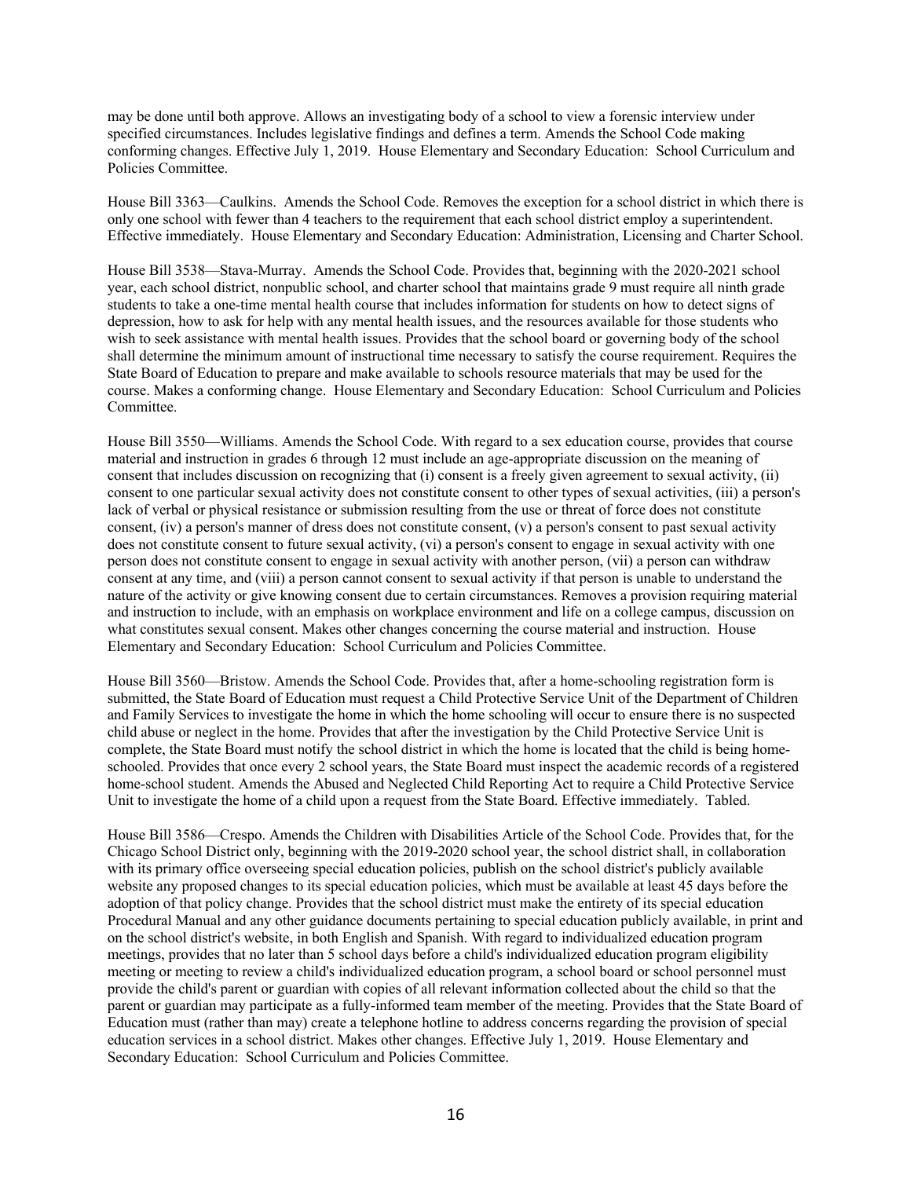may be done until both approve. Allows an investigating body of a school to view a forensic interview under specified circumstances. Includes legislative findings and defines a term. Amends the School Code making conforming changes. Effective July 1, 2019. House Elementary and Secondary Education: School Curriculum and Policies Committee.

House Bill 3363—Caulkins. Amends the School Code. Removes the exception for a school district in which there is only one school with fewer than 4 teachers to the requirement that each school district employ a superintendent. Effective immediately. House Elementary and Secondary Education: Administration, Licensing and Charter School.

House Bill 3538—Stava-Murray. Amends the School Code. Provides that, beginning with the 2020-2021 school year, each school district, nonpublic school, and charter school that maintains grade 9 must require all ninth grade students to take a one-time mental health course that includes information for students on how to detect signs of depression, how to ask for help with any mental health issues, and the resources available for those students who wish to seek assistance with mental health issues. Provides that the school board or governing body of the school shall determine the minimum amount of instructional time necessary to satisfy the course requirement. Requires the State Board of Education to prepare and make available to schools resource materials that may be used for the course. Makes a conforming change. House Elementary and Secondary Education: School Curriculum and Policies Committee.

House Bill 3550—Williams. Amends the School Code. With regard to a sex education course, provides that course material and instruction in grades 6 through 12 must include an age-appropriate discussion on the meaning of consent that includes discussion on recognizing that (i) consent is a freely given agreement to sexual activity, (ii) consent to one particular sexual activity does not constitute consent to other types of sexual activities, (iii) a person's lack of verbal or physical resistance or submission resulting from the use or threat of force does not constitute consent, (iv) a person's manner of dress does not constitute consent, (v) a person's consent to past sexual activity does not constitute consent to future sexual activity, (vi) a person's consent to engage in sexual activity with one person does not constitute consent to engage in sexual activity with another person, (vii) a person can withdraw consent at any time, and (viii) a person cannot consent to sexual activity if that person is unable to understand the nature of the activity or give knowing consent due to certain circumstances. Removes a provision requiring material and instruction to include, with an emphasis on workplace environment and life on a college campus, discussion on what constitutes sexual consent. Makes other changes concerning the course material and instruction. House Elementary and Secondary Education: School Curriculum and Policies Committee.

House Bill 3560—Bristow. Amends the School Code. Provides that, after a home-schooling registration form is submitted, the State Board of Education must request a Child Protective Service Unit of the Department of Children and Family Services to investigate the home in which the home schooling will occur to ensure there is no suspected child abuse or neglect in the home. Provides that after the investigation by the Child Protective Service Unit is complete, the State Board must notify the school district in which the home is located that the child is being home-schooled. Provides that once every 2 school years, the State Board must inspect the academic records of a registered home-school student. Amends the Abused and Neglected Child Reporting Act to require a Child Protective Service Unit to investigate the home of a child upon a request from the State Board. Effective immediately. Tabled.

House Bill 3586—Crespo. Amends the Children with Disabilities Article of the School Code. Provides that, for the Chicago School District only, beginning with the 2019-2020 school year, the school district shall, in collaboration with its primary office overseeing special education policies, publish on the school district's publicly available website any proposed changes to its special education policies, which must be available at least 45 days before the adoption of that policy change. Provides that the school district must make the entirety of its special education Procedural Manual and any other guidance documents pertaining to special education publicly available, in print and on the school district's website, in both English and Spanish. With regard to individualized education program meetings, provides that no later than 5 school days before a child's individualized education program eligibility meeting or meeting to review a child's individualized education program, a school board or school personnel must provide the child's parent or guardian with copies of all relevant information collected about the child so that the parent or guardian may participate as a fully-informed team member of the meeting. Provides that the State Board of Education must (rather than may) create a telephone hotline to address concerns regarding the provision of special education services in a school district. Makes other changes. Effective July 1, 2019. House Elementary and Secondary Education: School Curriculum and Policies Committee.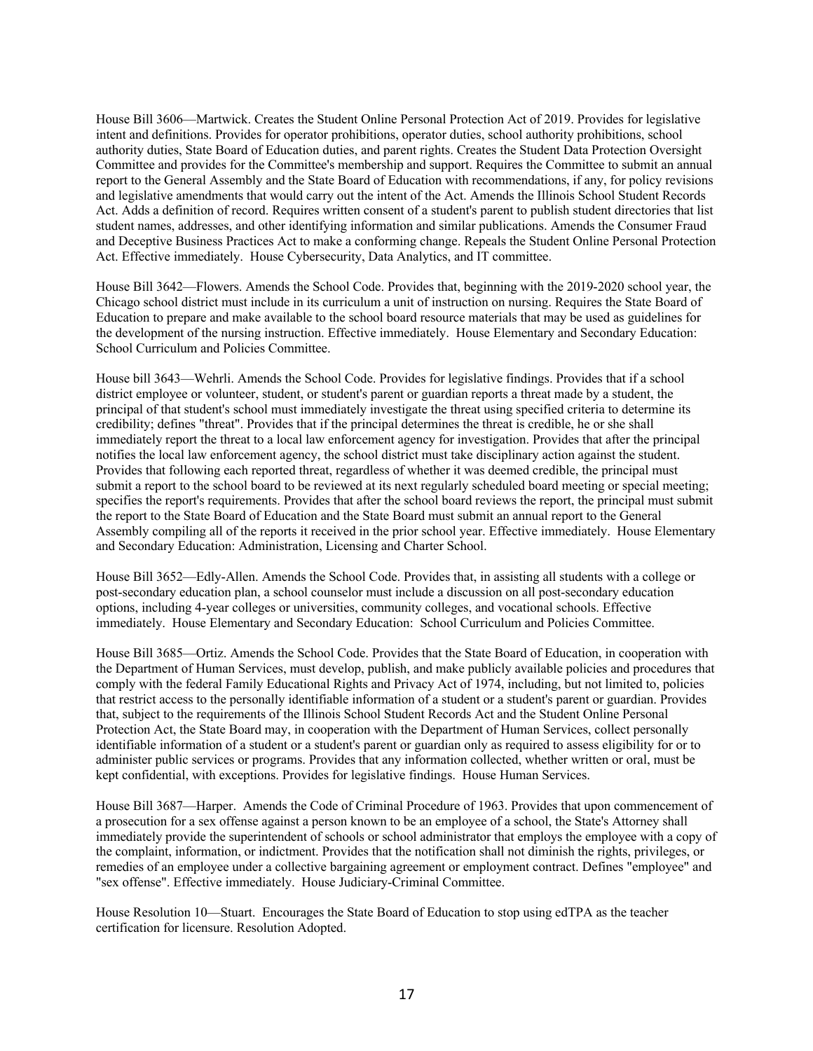House Bill 3606—Martwick. Creates the Student Online Personal Protection Act of 2019. Provides for legislative intent and definitions. Provides for operator prohibitions, operator duties, school authority prohibitions, school authority duties, State Board of Education duties, and parent rights. Creates the Student Data Protection Oversight Committee and provides for the Committee's membership and support. Requires the Committee to submit an annual report to the General Assembly and the State Board of Education with recommendations, if any, for policy revisions and legislative amendments that would carry out the intent of the Act. Amends the Illinois School Student Records Act. Adds a definition of record. Requires written consent of a student's parent to publish student directories that list student names, addresses, and other identifying information and similar publications. Amends the Consumer Fraud and Deceptive Business Practices Act to make a conforming change. Repeals the Student Online Personal Protection Act. Effective immediately. House Cybersecurity, Data Analytics, and IT committee.

House Bill 3642—Flowers. Amends the School Code. Provides that, beginning with the 2019-2020 school year, the Chicago school district must include in its curriculum a unit of instruction on nursing. Requires the State Board of Education to prepare and make available to the school board resource materials that may be used as guidelines for the development of the nursing instruction. Effective immediately. House Elementary and Secondary Education: School Curriculum and Policies Committee.

House bill 3643—Wehrli. Amends the School Code. Provides for legislative findings. Provides that if a school district employee or volunteer, student, or student's parent or guardian reports a threat made by a student, the principal of that student's school must immediately investigate the threat using specified criteria to determine its credibility; defines "threat". Provides that if the principal determines the threat is credible, he or she shall immediately report the threat to a local law enforcement agency for investigation. Provides that after the principal notifies the local law enforcement agency, the school district must take disciplinary action against the student. Provides that following each reported threat, regardless of whether it was deemed credible, the principal must submit a report to the school board to be reviewed at its next regularly scheduled board meeting or special meeting; specifies the report's requirements. Provides that after the school board reviews the report, the principal must submit the report to the State Board of Education and the State Board must submit an annual report to the General Assembly compiling all of the reports it received in the prior school year. Effective immediately. House Elementary and Secondary Education: Administration, Licensing and Charter School.

House Bill 3652—Edly-Allen. Amends the School Code. Provides that, in assisting all students with a college or post-secondary education plan, a school counselor must include a discussion on all post-secondary education options, including 4-year colleges or universities, community colleges, and vocational schools. Effective immediately. House Elementary and Secondary Education: School Curriculum and Policies Committee.

House Bill 3685—Ortiz. Amends the School Code. Provides that the State Board of Education, in cooperation with the Department of Human Services, must develop, publish, and make publicly available policies and procedures that comply with the federal Family Educational Rights and Privacy Act of 1974, including, but not limited to, policies that restrict access to the personally identifiable information of a student or a student's parent or guardian. Provides that, subject to the requirements of the Illinois School Student Records Act and the Student Online Personal Protection Act, the State Board may, in cooperation with the Department of Human Services, collect personally identifiable information of a student or a student's parent or guardian only as required to assess eligibility for or to administer public services or programs. Provides that any information collected, whether written or oral, must be kept confidential, with exceptions. Provides for legislative findings. House Human Services.

House Bill 3687—Harper. Amends the Code of Criminal Procedure of 1963. Provides that upon commencement of a prosecution for a sex offense against a person known to be an employee of a school, the State's Attorney shall immediately provide the superintendent of schools or school administrator that employs the employee with a copy of the complaint, information, or indictment. Provides that the notification shall not diminish the rights, privileges, or remedies of an employee under a collective bargaining agreement or employment contract. Defines "employee" and "sex offense". Effective immediately. House Judiciary-Criminal Committee.

House Resolution 10—Stuart. Encourages the State Board of Education to stop using edTPA as the teacher certification for licensure. Resolution Adopted.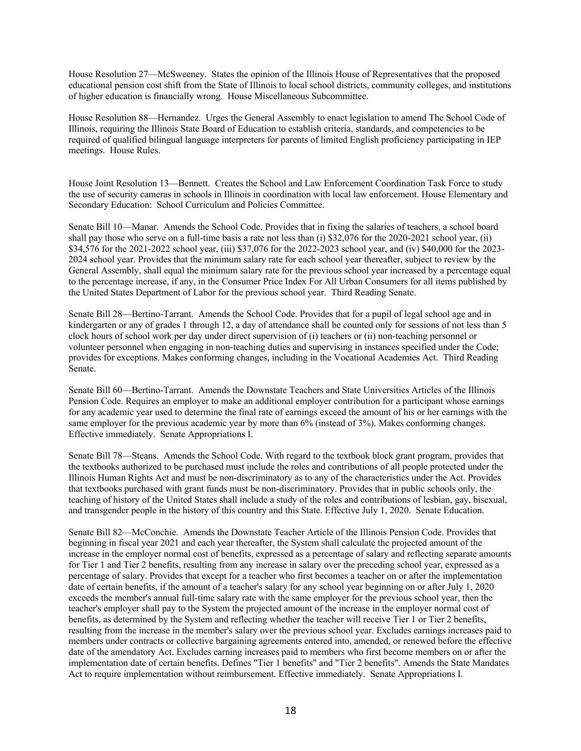House Resolution 27—McSweeney. States the opinion of the Illinois House of Representatives that the proposed educational pension cost shift from the State of Illinois to local school districts, community colleges, and institutions of higher education is financially wrong. House Miscellaneous Subcommittee.

House Resolution 88—Hernandez. Urges the General Assembly to enact legislation to amend The School Code of Illinois, requiring the Illinois State Board of Education to establish criteria, standards, and competencies to be required of qualified bilingual language interpreters for parents of limited English proficiency participating in IEP meetings. House Rules.

House Joint Resolution 13—Bennett. Creates the School and Law Enforcement Coordination Task Force to study the use of security cameras in schools in Illinois in coordination with local law enforcement. House Elementary and Secondary Education: School Curriculum and Policies Committee.

Senate Bill 10—Manar. Amends the School Code. Provides that in fixing the salaries of teachers, a school board shall pay those who serve on a full-time basis a rate not less than (i) $32,076 for the 2020-2021 school year, (ii) $34,576 for the 2021-2022 school year, (iii) $37,076 for the 2022-2023 school year, and (iv) $40,000 for the 2023-2024 school year. Provides that the minimum salary rate for each school year thereafter, subject to review by the General Assembly, shall equal the minimum salary rate for the previous school year increased by a percentage equal to the percentage increase, if any, in the Consumer Price Index For All Urban Consumers for all items published by the United States Department of Labor for the previous school year. Third Reading Senate.

Senate Bill 28—Bertino-Tarrant. Amends the School Code. Provides that for a pupil of legal school age and in kindergarten or any of grades 1 through 12, a day of attendance shall be counted only for sessions of not less than 5 clock hours of school work per day under direct supervision of (i) teachers or (ii) non-teaching personnel or volunteer personnel when engaging in non-teaching duties and supervising in instances specified under the Code; provides for exceptions. Makes conforming changes, including in the Vocational Academies Act. Third Reading Senate.

Senate Bill 60—Bertino-Tarrant. Amends the Downstate Teachers and State Universities Articles of the Illinois Pension Code. Requires an employer to make an additional employer contribution for a participant whose earnings for any academic year used to determine the final rate of earnings exceed the amount of his or her earnings with the same employer for the previous academic year by more than 6% (instead of 3%). Makes conforming changes. Effective immediately. Senate Appropriations I.

Senate Bill 78—Steans. Amends the School Code. With regard to the textbook block grant program, provides that the textbooks authorized to be purchased must include the roles and contributions of all people protected under the Illinois Human Rights Act and must be non-discriminatory as to any of the characteristics under the Act. Provides that textbooks purchased with grant funds must be non-discriminatory. Provides that in public schools only, the teaching of history of the United States shall include a study of the roles and contributions of lesbian, gay, bisexual, and transgender people in the history of this country and this State. Effective July 1, 2020. Senate Education.

Senate Bill 82—McConchie. Amends the Downstate Teacher Article of the Illinois Pension Code. Provides that beginning in fiscal year 2021 and each year thereafter, the System shall calculate the projected amount of the increase in the employer normal cost of benefits, expressed as a percentage of salary and reflecting separate amounts for Tier 1 and Tier 2 benefits, resulting from any increase in salary over the preceding school year, expressed as a percentage of salary. Provides that except for a teacher who first becomes a teacher on or after the implementation date of certain benefits, if the amount of a teacher's salary for any school year beginning on or after July 1, 2020 exceeds the member's annual full-time salary rate with the same employer for the previous school year, then the teacher's employer shall pay to the System the projected amount of the increase in the employer normal cost of benefits, as determined by the System and reflecting whether the teacher will receive Tier 1 or Tier 2 benefits, resulting from the increase in the member's salary over the previous school year. Excludes earnings increases paid to members under contracts or collective bargaining agreements entered into, amended, or renewed before the effective date of the amendatory Act. Excludes earning increases paid to members who first become members on or after the implementation date of certain benefits. Defines "Tier 1 benefits" and "Tier 2 benefits". Amends the State Mandates Act to require implementation without reimbursement. Effective immediately. Senate Appropriations I.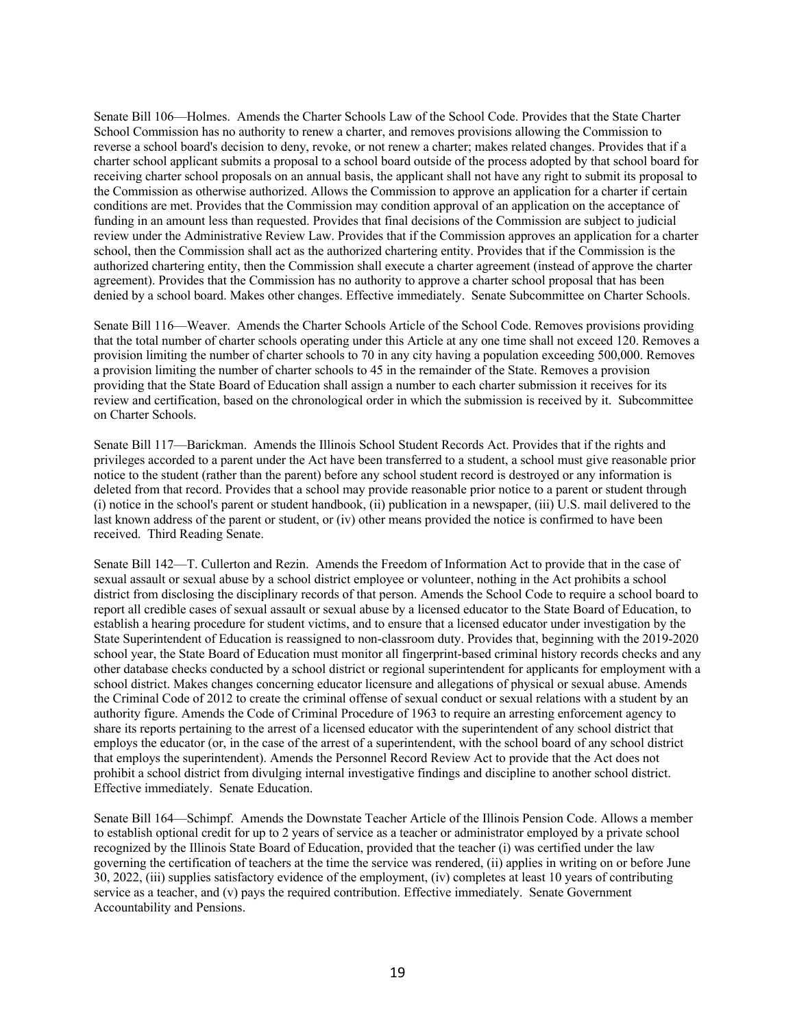Senate Bill 106—Holmes. Amends the Charter Schools Law of the School Code. Provides that the State Charter School Commission has no authority to renew a charter, and removes provisions allowing the Commission to reverse a school board's decision to deny, revoke, or not renew a charter; makes related changes. Provides that if a charter school applicant submits a proposal to a school board outside of the process adopted by that school board for receiving charter school proposals on an annual basis, the applicant shall not have any right to submit its proposal to the Commission as otherwise authorized. Allows the Commission to approve an application for a charter if certain conditions are met. Provides that the Commission may condition approval of an application on the acceptance of funding in an amount less than requested. Provides that final decisions of the Commission are subject to judicial review under the Administrative Review Law. Provides that if the Commission approves an application for a charter school, then the Commission shall act as the authorized chartering entity. Provides that if the Commission is the authorized chartering entity, then the Commission shall execute a charter agreement (instead of approve the charter agreement). Provides that the Commission has no authority to approve a charter school proposal that has been denied by a school board. Makes other changes. Effective immediately. Senate Subcommittee on Charter Schools.

Senate Bill 116—Weaver. Amends the Charter Schools Article of the School Code. Removes provisions providing that the total number of charter schools operating under this Article at any one time shall not exceed 120. Removes a provision limiting the number of charter schools to 70 in any city having a population exceeding 500,000. Removes a provision limiting the number of charter schools to 45 in the remainder of the State. Removes a provision providing that the State Board of Education shall assign a number to each charter submission it receives for its review and certification, based on the chronological order in which the submission is received by it. Subcommittee on Charter Schools.

Senate Bill 117—Barickman. Amends the Illinois School Student Records Act. Provides that if the rights and privileges accorded to a parent under the Act have been transferred to a student, a school must give reasonable prior notice to the student (rather than the parent) before any school student record is destroyed or any information is deleted from that record. Provides that a school may provide reasonable prior notice to a parent or student through (i) notice in the school's parent or student handbook, (ii) publication in a newspaper, (iii) U.S. mail delivered to the last known address of the parent or student, or (iv) other means provided the notice is confirmed to have been received. Third Reading Senate.

Senate Bill 142—T. Cullerton and Rezin. Amends the Freedom of Information Act to provide that in the case of sexual assault or sexual abuse by a school district employee or volunteer, nothing in the Act prohibits a school district from disclosing the disciplinary records of that person. Amends the School Code to require a school board to report all credible cases of sexual assault or sexual abuse by a licensed educator to the State Board of Education, to establish a hearing procedure for student victims, and to ensure that a licensed educator under investigation by the State Superintendent of Education is reassigned to non-classroom duty. Provides that, beginning with the 2019-2020 school year, the State Board of Education must monitor all fingerprint-based criminal history records checks and any other database checks conducted by a school district or regional superintendent for applicants for employment with a school district. Makes changes concerning educator licensure and allegations of physical or sexual abuse. Amends the Criminal Code of 2012 to create the criminal offense of sexual conduct or sexual relations with a student by an authority figure. Amends the Code of Criminal Procedure of 1963 to require an arresting enforcement agency to share its reports pertaining to the arrest of a licensed educator with the superintendent of any school district that employs the educator (or, in the case of the arrest of a superintendent, with the school board of any school district that employs the superintendent). Amends the Personnel Record Review Act to provide that the Act does not prohibit a school district from divulging internal investigative findings and discipline to another school district. Effective immediately. Senate Education.

Senate Bill 164—Schimpf. Amends the Downstate Teacher Article of the Illinois Pension Code. Allows a member to establish optional credit for up to 2 years of service as a teacher or administrator employed by a private school recognized by the Illinois State Board of Education, provided that the teacher (i) was certified under the law governing the certification of teachers at the time the service was rendered, (ii) applies in writing on or before June 30, 2022, (iii) supplies satisfactory evidence of the employment, (iv) completes at least 10 years of contributing service as a teacher, and (v) pays the required contribution. Effective immediately. Senate Government Accountability and Pensions.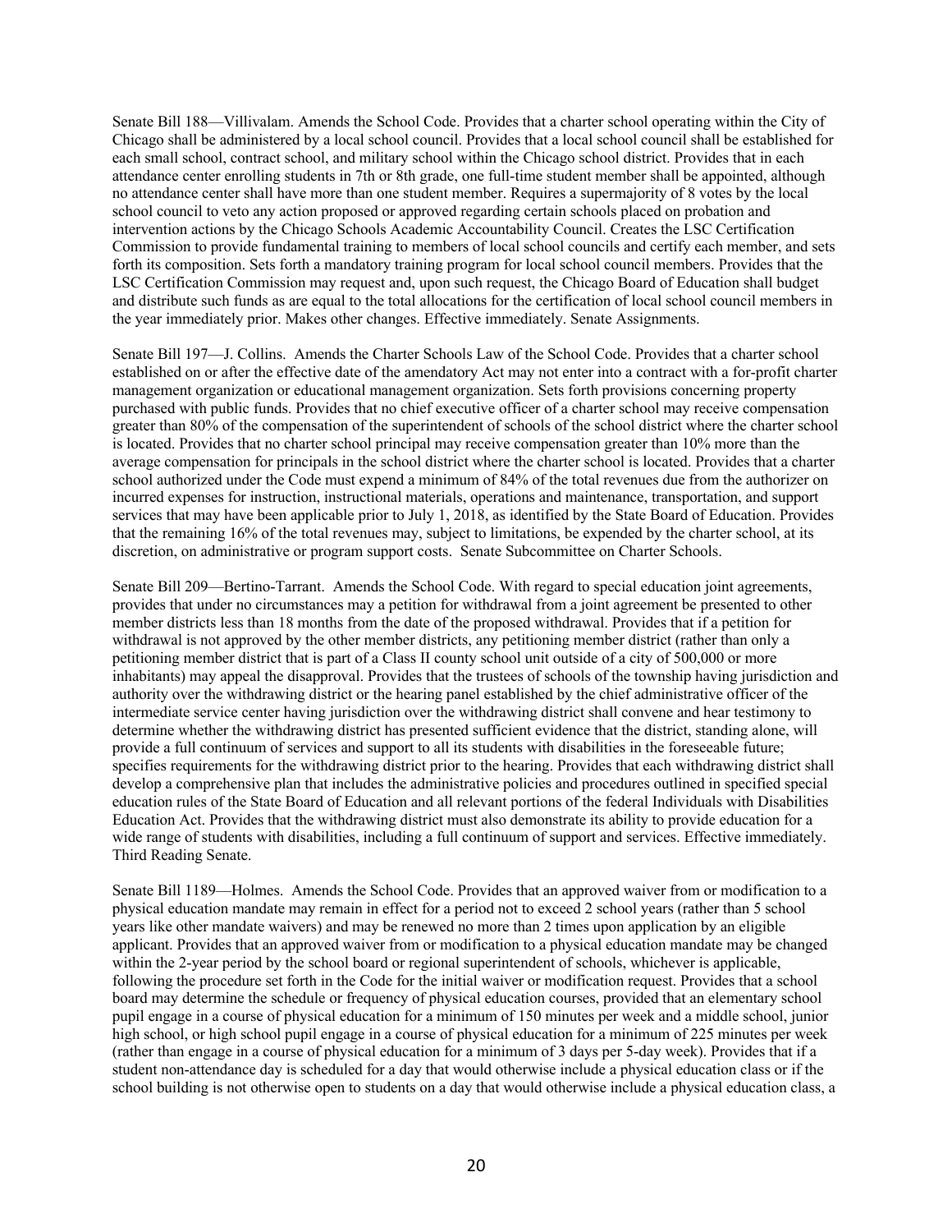Senate Bill 188—Villivalam. Amends the School Code. Provides that a charter school operating within the City of Chicago shall be administered by a local school council. Provides that a local school council shall be established for each small school, contract school, and military school within the Chicago school district. Provides that in each attendance center enrolling students in 7th or 8th grade, one full-time student member shall be appointed, although no attendance center shall have more than one student member. Requires a supermajority of 8 votes by the local school council to veto any action proposed or approved regarding certain schools placed on probation and intervention actions by the Chicago Schools Academic Accountability Council. Creates the LSC Certification Commission to provide fundamental training to members of local school councils and certify each member, and sets forth its composition. Sets forth a mandatory training program for local school council members. Provides that the LSC Certification Commission may request and, upon such request, the Chicago Board of Education shall budget and distribute such funds as are equal to the total allocations for the certification of local school council members in the year immediately prior. Makes other changes. Effective immediately. Senate Assignments.

Senate Bill 197—J. Collins. Amends the Charter Schools Law of the School Code. Provides that a charter school established on or after the effective date of the amendatory Act may not enter into a contract with a for-profit charter management organization or educational management organization. Sets forth provisions concerning property purchased with public funds. Provides that no chief executive officer of a charter school may receive compensation greater than 80% of the compensation of the superintendent of schools of the school district where the charter school is located. Provides that no charter school principal may receive compensation greater than 10% more than the average compensation for principals in the school district where the charter school is located. Provides that a charter school authorized under the Code must expend a minimum of 84% of the total revenues due from the authorizer on incurred expenses for instruction, instructional materials, operations and maintenance, transportation, and support services that may have been applicable prior to July 1, 2018, as identified by the State Board of Education. Provides that the remaining 16% of the total revenues may, subject to limitations, be expended by the charter school, at its discretion, on administrative or program support costs. Senate Subcommittee on Charter Schools.

Senate Bill 209—Bertino-Tarrant. Amends the School Code. With regard to special education joint agreements, provides that under no circumstances may a petition for withdrawal from a joint agreement be presented to other member districts less than 18 months from the date of the proposed withdrawal. Provides that if a petition for withdrawal is not approved by the other member districts, any petitioning member district (rather than only a petitioning member district that is part of a Class II county school unit outside of a city of 500,000 or more inhabitants) may appeal the disapproval. Provides that the trustees of schools of the township having jurisdiction and authority over the withdrawing district or the hearing panel established by the chief administrative officer of the intermediate service center having jurisdiction over the withdrawing district shall convene and hear testimony to determine whether the withdrawing district has presented sufficient evidence that the district, standing alone, will provide a full continuum of services and support to all its students with disabilities in the foreseeable future; specifies requirements for the withdrawing district prior to the hearing. Provides that each withdrawing district shall develop a comprehensive plan that includes the administrative policies and procedures outlined in specified special education rules of the State Board of Education and all relevant portions of the federal Individuals with Disabilities Education Act. Provides that the withdrawing district must also demonstrate its ability to provide education for a wide range of students with disabilities, including a full continuum of support and services. Effective immediately. Third Reading Senate.

Senate Bill 1189—Holmes. Amends the School Code. Provides that an approved waiver from or modification to a physical education mandate may remain in effect for a period not to exceed 2 school years (rather than 5 school years like other mandate waivers) and may be renewed no more than 2 times upon application by an eligible applicant. Provides that an approved waiver from or modification to a physical education mandate may be changed within the 2-year period by the school board or regional superintendent of schools, whichever is applicable, following the procedure set forth in the Code for the initial waiver or modification request. Provides that a school board may determine the schedule or frequency of physical education courses, provided that an elementary school pupil engage in a course of physical education for a minimum of 150 minutes per week and a middle school, junior high school, or high school pupil engage in a course of physical education for a minimum of 225 minutes per week (rather than engage in a course of physical education for a minimum of 3 days per 5-day week). Provides that if a student non-attendance day is scheduled for a day that would otherwise include a physical education class or if the school building is not otherwise open to students on a day that would otherwise include a physical education class, a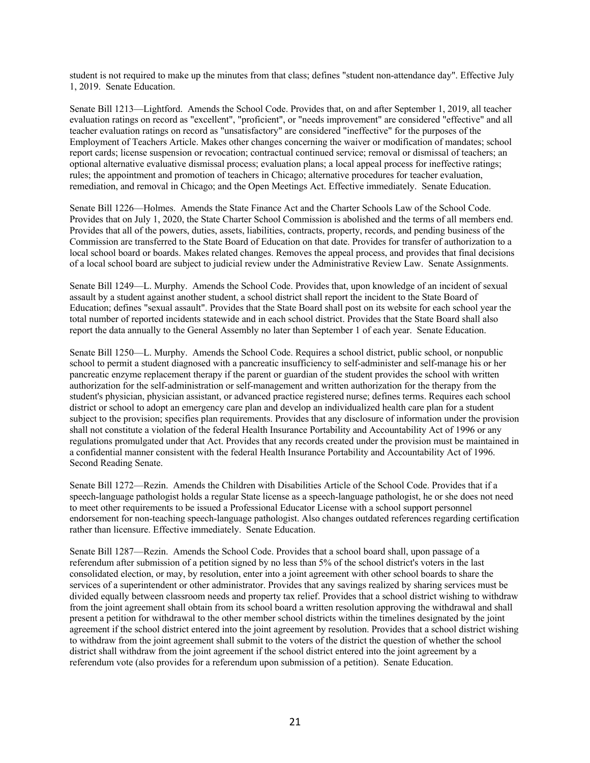student is not required to make up the minutes from that class; defines "student non-attendance day". Effective July 1, 2019. Senate Education.

Senate Bill 1213—Lightford. Amends the School Code. Provides that, on and after September 1, 2019, all teacher evaluation ratings on record as "excellent", "proficient", or "needs improvement" are considered "effective" and all teacher evaluation ratings on record as "unsatisfactory" are considered "ineffective" for the purposes of the Employment of Teachers Article. Makes other changes concerning the waiver or modification of mandates; school report cards; license suspension or revocation; contractual continued service; removal or dismissal of teachers; an optional alternative evaluative dismissal process; evaluation plans; a local appeal process for ineffective ratings; rules; the appointment and promotion of teachers in Chicago; alternative procedures for teacher evaluation, remediation, and removal in Chicago; and the Open Meetings Act. Effective immediately. Senate Education.

Senate Bill 1226—Holmes. Amends the State Finance Act and the Charter Schools Law of the School Code. Provides that on July 1, 2020, the State Charter School Commission is abolished and the terms of all members end. Provides that all of the powers, duties, assets, liabilities, contracts, property, records, and pending business of the Commission are transferred to the State Board of Education on that date. Provides for transfer of authorization to a local school board or boards. Makes related changes. Removes the appeal process, and provides that final decisions of a local school board are subject to judicial review under the Administrative Review Law. Senate Assignments.

Senate Bill 1249—L. Murphy. Amends the School Code. Provides that, upon knowledge of an incident of sexual assault by a student against another student, a school district shall report the incident to the State Board of Education; defines "sexual assault". Provides that the State Board shall post on its website for each school year the total number of reported incidents statewide and in each school district. Provides that the State Board shall also report the data annually to the General Assembly no later than September 1 of each year. Senate Education.

Senate Bill 1250—L. Murphy. Amends the School Code. Requires a school district, public school, or nonpublic school to permit a student diagnosed with a pancreatic insufficiency to self-administer and self-manage his or her pancreatic enzyme replacement therapy if the parent or guardian of the student provides the school with written authorization for the self-administration or self-management and written authorization for the therapy from the student's physician, physician assistant, or advanced practice registered nurse; defines terms. Requires each school district or school to adopt an emergency care plan and develop an individualized health care plan for a student subject to the provision; specifies plan requirements. Provides that any disclosure of information under the provision shall not constitute a violation of the federal Health Insurance Portability and Accountability Act of 1996 or any regulations promulgated under that Act. Provides that any records created under the provision must be maintained in a confidential manner consistent with the federal Health Insurance Portability and Accountability Act of 1996. Second Reading Senate.

Senate Bill 1272—Rezin. Amends the Children with Disabilities Article of the School Code. Provides that if a speech-language pathologist holds a regular State license as a speech-language pathologist, he or she does not need to meet other requirements to be issued a Professional Educator License with a school support personnel endorsement for non-teaching speech-language pathologist. Also changes outdated references regarding certification rather than licensure. Effective immediately. Senate Education.

Senate Bill 1287—Rezin. Amends the School Code. Provides that a school board shall, upon passage of a referendum after submission of a petition signed by no less than 5% of the school district's voters in the last consolidated election, or may, by resolution, enter into a joint agreement with other school boards to share the services of a superintendent or other administrator. Provides that any savings realized by sharing services must be divided equally between classroom needs and property tax relief. Provides that a school district wishing to withdraw from the joint agreement shall obtain from its school board a written resolution approving the withdrawal and shall present a petition for withdrawal to the other member school districts within the timelines designated by the joint agreement if the school district entered into the joint agreement by resolution. Provides that a school district wishing to withdraw from the joint agreement shall submit to the voters of the district the question of whether the school district shall withdraw from the joint agreement if the school district entered into the joint agreement by a referendum vote (also provides for a referendum upon submission of a petition). Senate Education.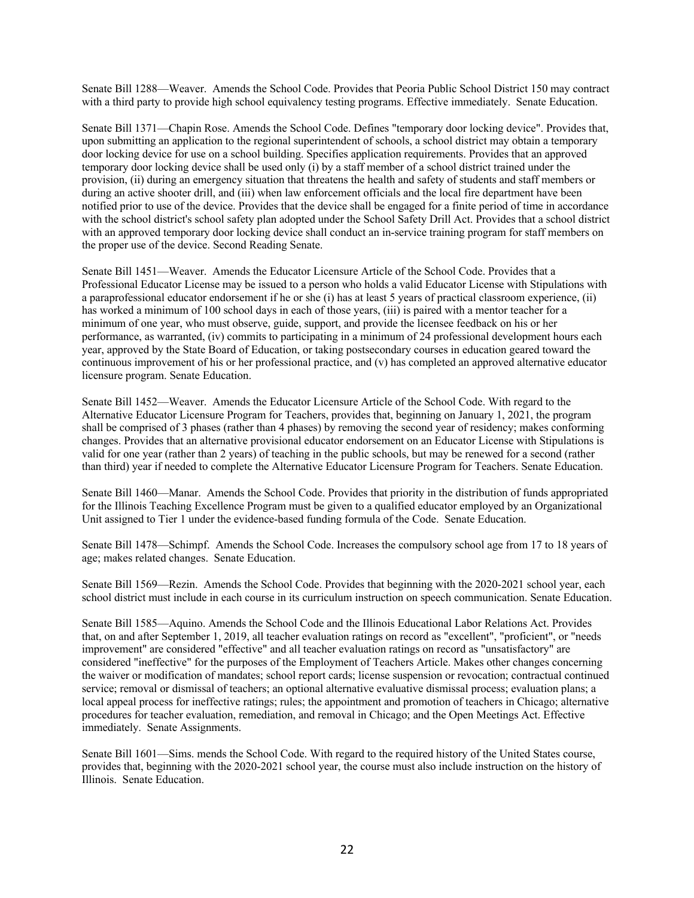Senate Bill 1288—Weaver. Amends the School Code. Provides that Peoria Public School District 150 may contract with a third party to provide high school equivalency testing programs. Effective immediately. Senate Education.

Senate Bill 1371—Chapin Rose. Amends the School Code. Defines "temporary door locking device". Provides that, upon submitting an application to the regional superintendent of schools, a school district may obtain a temporary door locking device for use on a school building. Specifies application requirements. Provides that an approved temporary door locking device shall be used only (i) by a staff member of a school district trained under the provision, (ii) during an emergency situation that threatens the health and safety of students and staff members or during an active shooter drill, and (iii) when law enforcement officials and the local fire department have been notified prior to use of the device. Provides that the device shall be engaged for a finite period of time in accordance with the school district's school safety plan adopted under the School Safety Drill Act. Provides that a school district with an approved temporary door locking device shall conduct an in-service training program for staff members on the proper use of the device. Second Reading Senate.

Senate Bill 1451—Weaver. Amends the Educator Licensure Article of the School Code. Provides that a Professional Educator License may be issued to a person who holds a valid Educator License with Stipulations with a paraprofessional educator endorsement if he or she (i) has at least 5 years of practical classroom experience, (ii) has worked a minimum of 100 school days in each of those years, (iii) is paired with a mentor teacher for a minimum of one year, who must observe, guide, support, and provide the licensee feedback on his or her performance, as warranted, (iv) commits to participating in a minimum of 24 professional development hours each year, approved by the State Board of Education, or taking postsecondary courses in education geared toward the continuous improvement of his or her professional practice, and (v) has completed an approved alternative educator licensure program. Senate Education.

Senate Bill 1452—Weaver. Amends the Educator Licensure Article of the School Code. With regard to the Alternative Educator Licensure Program for Teachers, provides that, beginning on January 1, 2021, the program shall be comprised of 3 phases (rather than 4 phases) by removing the second year of residency; makes conforming changes. Provides that an alternative provisional educator endorsement on an Educator License with Stipulations is valid for one year (rather than 2 years) of teaching in the public schools, but may be renewed for a second (rather than third) year if needed to complete the Alternative Educator Licensure Program for Teachers. Senate Education.

Senate Bill 1460—Manar. Amends the School Code. Provides that priority in the distribution of funds appropriated for the Illinois Teaching Excellence Program must be given to a qualified educator employed by an Organizational Unit assigned to Tier 1 under the evidence-based funding formula of the Code. Senate Education.

Senate Bill 1478—Schimpf. Amends the School Code. Increases the compulsory school age from 17 to 18 years of age; makes related changes. Senate Education.

Senate Bill 1569—Rezin. Amends the School Code. Provides that beginning with the 2020-2021 school year, each school district must include in each course in its curriculum instruction on speech communication. Senate Education.

Senate Bill 1585—Aquino. Amends the School Code and the Illinois Educational Labor Relations Act. Provides that, on and after September 1, 2019, all teacher evaluation ratings on record as "excellent", "proficient", or "needs improvement" are considered "effective" and all teacher evaluation ratings on record as "unsatisfactory" are considered "ineffective" for the purposes of the Employment of Teachers Article. Makes other changes concerning the waiver or modification of mandates; school report cards; license suspension or revocation; contractual continued service; removal or dismissal of teachers; an optional alternative evaluative dismissal process; evaluation plans; a local appeal process for ineffective ratings; rules; the appointment and promotion of teachers in Chicago; alternative procedures for teacher evaluation, remediation, and removal in Chicago; and the Open Meetings Act. Effective immediately. Senate Assignments.

Senate Bill 1601—Sims. mends the School Code. With regard to the required history of the United States course, provides that, beginning with the 2020-2021 school year, the course must also include instruction on the history of Illinois. Senate Education.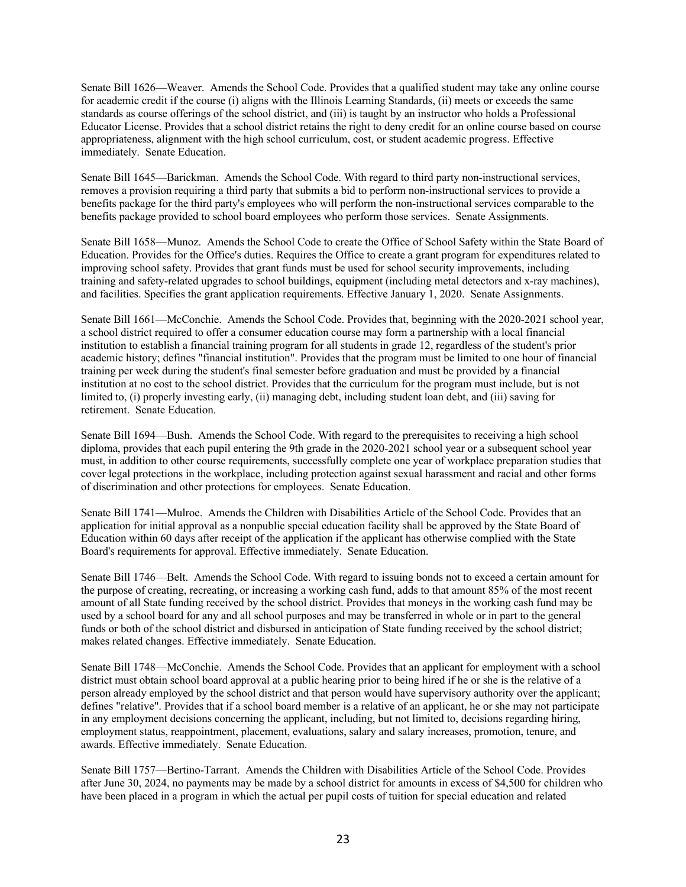Senate Bill 1626—Weaver. Amends the School Code. Provides that a qualified student may take any online course for academic credit if the course (i) aligns with the Illinois Learning Standards, (ii) meets or exceeds the same standards as course offerings of the school district, and (iii) is taught by an instructor who holds a Professional Educator License. Provides that a school district retains the right to deny credit for an online course based on course appropriateness, alignment with the high school curriculum, cost, or student academic progress. Effective immediately. Senate Education.

Senate Bill 1645—Barickman. Amends the School Code. With regard to third party non-instructional services, removes a provision requiring a third party that submits a bid to perform non-instructional services to provide a benefits package for the third party's employees who will perform the non-instructional services comparable to the benefits package provided to school board employees who perform those services. Senate Assignments.

Senate Bill 1658—Munoz. Amends the School Code to create the Office of School Safety within the State Board of Education. Provides for the Office's duties. Requires the Office to create a grant program for expenditures related to improving school safety. Provides that grant funds must be used for school security improvements, including training and safety-related upgrades to school buildings, equipment (including metal detectors and x-ray machines), and facilities. Specifies the grant application requirements. Effective January 1, 2020. Senate Assignments.

Senate Bill 1661—McConchie. Amends the School Code. Provides that, beginning with the 2020-2021 school year, a school district required to offer a consumer education course may form a partnership with a local financial institution to establish a financial training program for all students in grade 12, regardless of the student's prior academic history; defines "financial institution". Provides that the program must be limited to one hour of financial training per week during the student's final semester before graduation and must be provided by a financial institution at no cost to the school district. Provides that the curriculum for the program must include, but is not limited to, (i) properly investing early, (ii) managing debt, including student loan debt, and (iii) saving for retirement. Senate Education.

Senate Bill 1694—Bush. Amends the School Code. With regard to the prerequisites to receiving a high school diploma, provides that each pupil entering the 9th grade in the 2020-2021 school year or a subsequent school year must, in addition to other course requirements, successfully complete one year of workplace preparation studies that cover legal protections in the workplace, including protection against sexual harassment and racial and other forms of discrimination and other protections for employees. Senate Education.

Senate Bill 1741—Mulroe. Amends the Children with Disabilities Article of the School Code. Provides that an application for initial approval as a nonpublic special education facility shall be approved by the State Board of Education within 60 days after receipt of the application if the applicant has otherwise complied with the State Board's requirements for approval. Effective immediately. Senate Education.

Senate Bill 1746—Belt. Amends the School Code. With regard to issuing bonds not to exceed a certain amount for the purpose of creating, recreating, or increasing a working cash fund, adds to that amount 85% of the most recent amount of all State funding received by the school district. Provides that moneys in the working cash fund may be used by a school board for any and all school purposes and may be transferred in whole or in part to the general funds or both of the school district and disbursed in anticipation of State funding received by the school district; makes related changes. Effective immediately. Senate Education.

Senate Bill 1748—McConchie. Amends the School Code. Provides that an applicant for employment with a school district must obtain school board approval at a public hearing prior to being hired if he or she is the relative of a person already employed by the school district and that person would have supervisory authority over the applicant; defines "relative". Provides that if a school board member is a relative of an applicant, he or she may not participate in any employment decisions concerning the applicant, including, but not limited to, decisions regarding hiring, employment status, reappointment, placement, evaluations, salary and salary increases, promotion, tenure, and awards. Effective immediately. Senate Education.

Senate Bill 1757—Bertino-Tarrant. Amends the Children with Disabilities Article of the School Code. Provides after June 30, 2024, no payments may be made by a school district for amounts in excess of $4,500 for children who have been placed in a program in which the actual per pupil costs of tuition for special education and related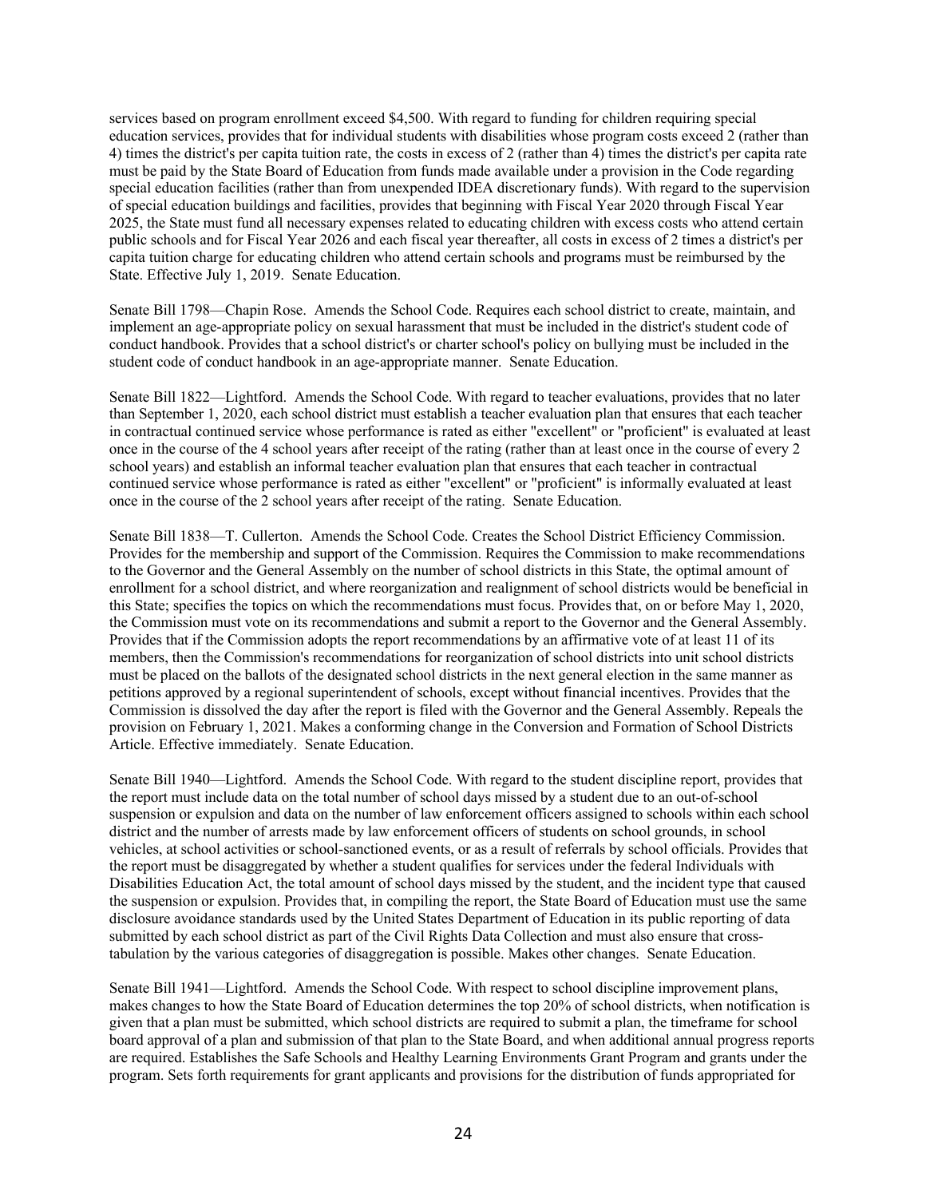services based on program enrollment exceed $4,500. With regard to funding for children requiring special education services, provides that for individual students with disabilities whose program costs exceed 2 (rather than 4) times the district's per capita tuition rate, the costs in excess of 2 (rather than 4) times the district's per capita rate must be paid by the State Board of Education from funds made available under a provision in the Code regarding special education facilities (rather than from unexpended IDEA discretionary funds). With regard to the supervision of special education buildings and facilities, provides that beginning with Fiscal Year 2020 through Fiscal Year 2025, the State must fund all necessary expenses related to educating children with excess costs who attend certain public schools and for Fiscal Year 2026 and each fiscal year thereafter, all costs in excess of 2 times a district's per capita tuition charge for educating children who attend certain schools and programs must be reimbursed by the State. Effective July 1, 2019. Senate Education.

Senate Bill 1798—Chapin Rose. Amends the School Code. Requires each school district to create, maintain, and implement an age-appropriate policy on sexual harassment that must be included in the district's student code of conduct handbook. Provides that a school district's or charter school's policy on bullying must be included in the student code of conduct handbook in an age-appropriate manner. Senate Education.

Senate Bill 1822—Lightford. Amends the School Code. With regard to teacher evaluations, provides that no later than September 1, 2020, each school district must establish a teacher evaluation plan that ensures that each teacher in contractual continued service whose performance is rated as either "excellent" or "proficient" is evaluated at least once in the course of the 4 school years after receipt of the rating (rather than at least once in the course of every 2 school years) and establish an informal teacher evaluation plan that ensures that each teacher in contractual continued service whose performance is rated as either "excellent" or "proficient" is informally evaluated at least once in the course of the 2 school years after receipt of the rating. Senate Education.

Senate Bill 1838—T. Cullerton. Amends the School Code. Creates the School District Efficiency Commission. Provides for the membership and support of the Commission. Requires the Commission to make recommendations to the Governor and the General Assembly on the number of school districts in this State, the optimal amount of enrollment for a school district, and where reorganization and realignment of school districts would be beneficial in this State; specifies the topics on which the recommendations must focus. Provides that, on or before May 1, 2020, the Commission must vote on its recommendations and submit a report to the Governor and the General Assembly. Provides that if the Commission adopts the report recommendations by an affirmative vote of at least 11 of its members, then the Commission's recommendations for reorganization of school districts into unit school districts must be placed on the ballots of the designated school districts in the next general election in the same manner as petitions approved by a regional superintendent of schools, except without financial incentives. Provides that the Commission is dissolved the day after the report is filed with the Governor and the General Assembly. Repeals the provision on February 1, 2021. Makes a conforming change in the Conversion and Formation of School Districts Article. Effective immediately. Senate Education.

Senate Bill 1940—Lightford. Amends the School Code. With regard to the student discipline report, provides that the report must include data on the total number of school days missed by a student due to an out-of-school suspension or expulsion and data on the number of law enforcement officers assigned to schools within each school district and the number of arrests made by law enforcement officers of students on school grounds, in school vehicles, at school activities or school-sanctioned events, or as a result of referrals by school officials. Provides that the report must be disaggregated by whether a student qualifies for services under the federal Individuals with Disabilities Education Act, the total amount of school days missed by the student, and the incident type that caused the suspension or expulsion. Provides that, in compiling the report, the State Board of Education must use the same disclosure avoidance standards used by the United States Department of Education in its public reporting of data submitted by each school district as part of the Civil Rights Data Collection and must also ensure that cross-tabulation by the various categories of disaggregation is possible. Makes other changes. Senate Education.

Senate Bill 1941—Lightford. Amends the School Code. With respect to school discipline improvement plans, makes changes to how the State Board of Education determines the top 20% of school districts, when notification is given that a plan must be submitted, which school districts are required to submit a plan, the timeframe for school board approval of a plan and submission of that plan to the State Board, and when additional annual progress reports are required. Establishes the Safe Schools and Healthy Learning Environments Grant Program and grants under the program. Sets forth requirements for grant applicants and provisions for the distribution of funds appropriated for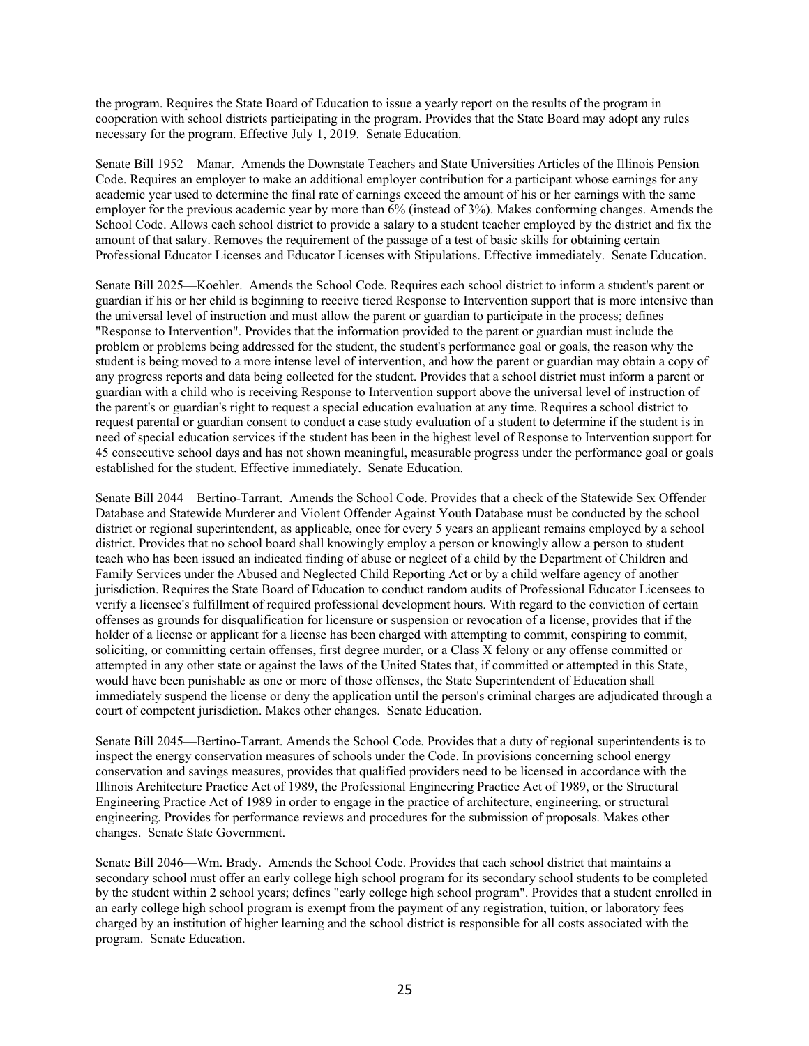the program. Requires the State Board of Education to issue a yearly report on the results of the program in cooperation with school districts participating in the program. Provides that the State Board may adopt any rules necessary for the program. Effective July 1, 2019. Senate Education.

Senate Bill 1952—Manar. Amends the Downstate Teachers and State Universities Articles of the Illinois Pension Code. Requires an employer to make an additional employer contribution for a participant whose earnings for any academic year used to determine the final rate of earnings exceed the amount of his or her earnings with the same employer for the previous academic year by more than 6% (instead of 3%). Makes conforming changes. Amends the School Code. Allows each school district to provide a salary to a student teacher employed by the district and fix the amount of that salary. Removes the requirement of the passage of a test of basic skills for obtaining certain Professional Educator Licenses and Educator Licenses with Stipulations. Effective immediately. Senate Education.

Senate Bill 2025—Koehler. Amends the School Code. Requires each school district to inform a student's parent or guardian if his or her child is beginning to receive tiered Response to Intervention support that is more intensive than the universal level of instruction and must allow the parent or guardian to participate in the process; defines "Response to Intervention". Provides that the information provided to the parent or guardian must include the problem or problems being addressed for the student, the student's performance goal or goals, the reason why the student is being moved to a more intense level of intervention, and how the parent or guardian may obtain a copy of any progress reports and data being collected for the student. Provides that a school district must inform a parent or guardian with a child who is receiving Response to Intervention support above the universal level of instruction of the parent's or guardian's right to request a special education evaluation at any time. Requires a school district to request parental or guardian consent to conduct a case study evaluation of a student to determine if the student is in need of special education services if the student has been in the highest level of Response to Intervention support for 45 consecutive school days and has not shown meaningful, measurable progress under the performance goal or goals established for the student. Effective immediately. Senate Education.

Senate Bill 2044—Bertino-Tarrant. Amends the School Code. Provides that a check of the Statewide Sex Offender Database and Statewide Murderer and Violent Offender Against Youth Database must be conducted by the school district or regional superintendent, as applicable, once for every 5 years an applicant remains employed by a school district. Provides that no school board shall knowingly employ a person or knowingly allow a person to student teach who has been issued an indicated finding of abuse or neglect of a child by the Department of Children and Family Services under the Abused and Neglected Child Reporting Act or by a child welfare agency of another jurisdiction. Requires the State Board of Education to conduct random audits of Professional Educator Licensees to verify a licensee's fulfillment of required professional development hours. With regard to the conviction of certain offenses as grounds for disqualification for licensure or suspension or revocation of a license, provides that if the holder of a license or applicant for a license has been charged with attempting to commit, conspiring to commit, soliciting, or committing certain offenses, first degree murder, or a Class X felony or any offense committed or attempted in any other state or against the laws of the United States that, if committed or attempted in this State, would have been punishable as one or more of those offenses, the State Superintendent of Education shall immediately suspend the license or deny the application until the person's criminal charges are adjudicated through a court of competent jurisdiction. Makes other changes. Senate Education.

Senate Bill 2045—Bertino-Tarrant. Amends the School Code. Provides that a duty of regional superintendents is to inspect the energy conservation measures of schools under the Code. In provisions concerning school energy conservation and savings measures, provides that qualified providers need to be licensed in accordance with the Illinois Architecture Practice Act of 1989, the Professional Engineering Practice Act of 1989, or the Structural Engineering Practice Act of 1989 in order to engage in the practice of architecture, engineering, or structural engineering. Provides for performance reviews and procedures for the submission of proposals. Makes other changes. Senate State Government.

Senate Bill 2046—Wm. Brady. Amends the School Code. Provides that each school district that maintains a secondary school must offer an early college high school program for its secondary school students to be completed by the student within 2 school years; defines "early college high school program". Provides that a student enrolled in an early college high school program is exempt from the payment of any registration, tuition, or laboratory fees charged by an institution of higher learning and the school district is responsible for all costs associated with the program. Senate Education.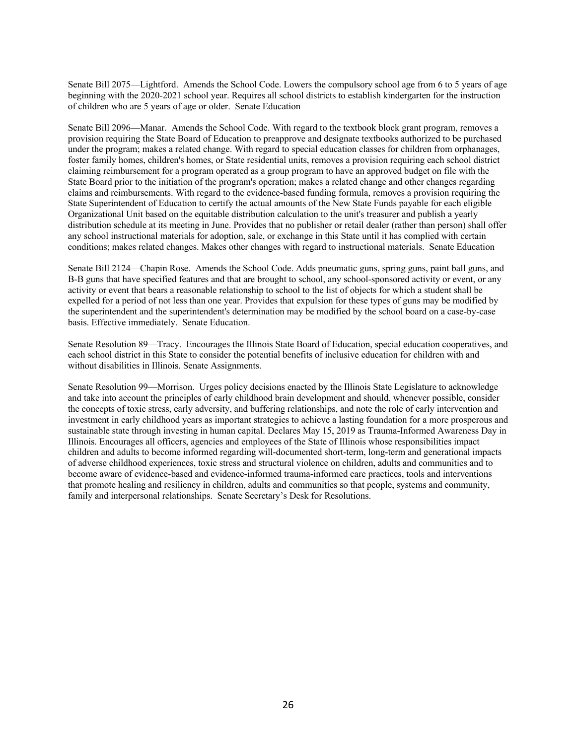Senate Bill 2075—Lightford. Amends the School Code. Lowers the compulsory school age from 6 to 5 years of age beginning with the 2020-2021 school year. Requires all school districts to establish kindergarten for the instruction of children who are 5 years of age or older. Senate Education

Senate Bill 2096—Manar. Amends the School Code. With regard to the textbook block grant program, removes a provision requiring the State Board of Education to preapprove and designate textbooks authorized to be purchased under the program; makes a related change. With regard to special education classes for children from orphanages, foster family homes, children's homes, or State residential units, removes a provision requiring each school district claiming reimbursement for a program operated as a group program to have an approved budget on file with the State Board prior to the initiation of the program's operation; makes a related change and other changes regarding claims and reimbursements. With regard to the evidence-based funding formula, removes a provision requiring the State Superintendent of Education to certify the actual amounts of the New State Funds payable for each eligible Organizational Unit based on the equitable distribution calculation to the unit's treasurer and publish a yearly distribution schedule at its meeting in June. Provides that no publisher or retail dealer (rather than person) shall offer any school instructional materials for adoption, sale, or exchange in this State until it has complied with certain conditions; makes related changes. Makes other changes with regard to instructional materials. Senate Education

Senate Bill 2124—Chapin Rose. Amends the School Code. Adds pneumatic guns, spring guns, paint ball guns, and B-B guns that have specified features and that are brought to school, any school-sponsored activity or event, or any activity or event that bears a reasonable relationship to school to the list of objects for which a student shall be expelled for a period of not less than one year. Provides that expulsion for these types of guns may be modified by the superintendent and the superintendent's determination may be modified by the school board on a case-by-case basis. Effective immediately. Senate Education.

Senate Resolution 89—Tracy. Encourages the Illinois State Board of Education, special education cooperatives, and each school district in this State to consider the potential benefits of inclusive education for children with and without disabilities in Illinois. Senate Assignments.

Senate Resolution 99—Morrison. Urges policy decisions enacted by the Illinois State Legislature to acknowledge and take into account the principles of early childhood brain development and should, whenever possible, consider the concepts of toxic stress, early adversity, and buffering relationships, and note the role of early intervention and investment in early childhood years as important strategies to achieve a lasting foundation for a more prosperous and sustainable state through investing in human capital. Declares May 15, 2019 as Trauma-Informed Awareness Day in Illinois. Encourages all officers, agencies and employees of the State of Illinois whose responsibilities impact children and adults to become informed regarding will-documented short-term, long-term and generational impacts of adverse childhood experiences, toxic stress and structural violence on children, adults and communities and to become aware of evidence-based and evidence-informed trauma-informed care practices, tools and interventions that promote healing and resiliency in children, adults and communities so that people, systems and community, family and interpersonal relationships. Senate Secretary's Desk for Resolutions.